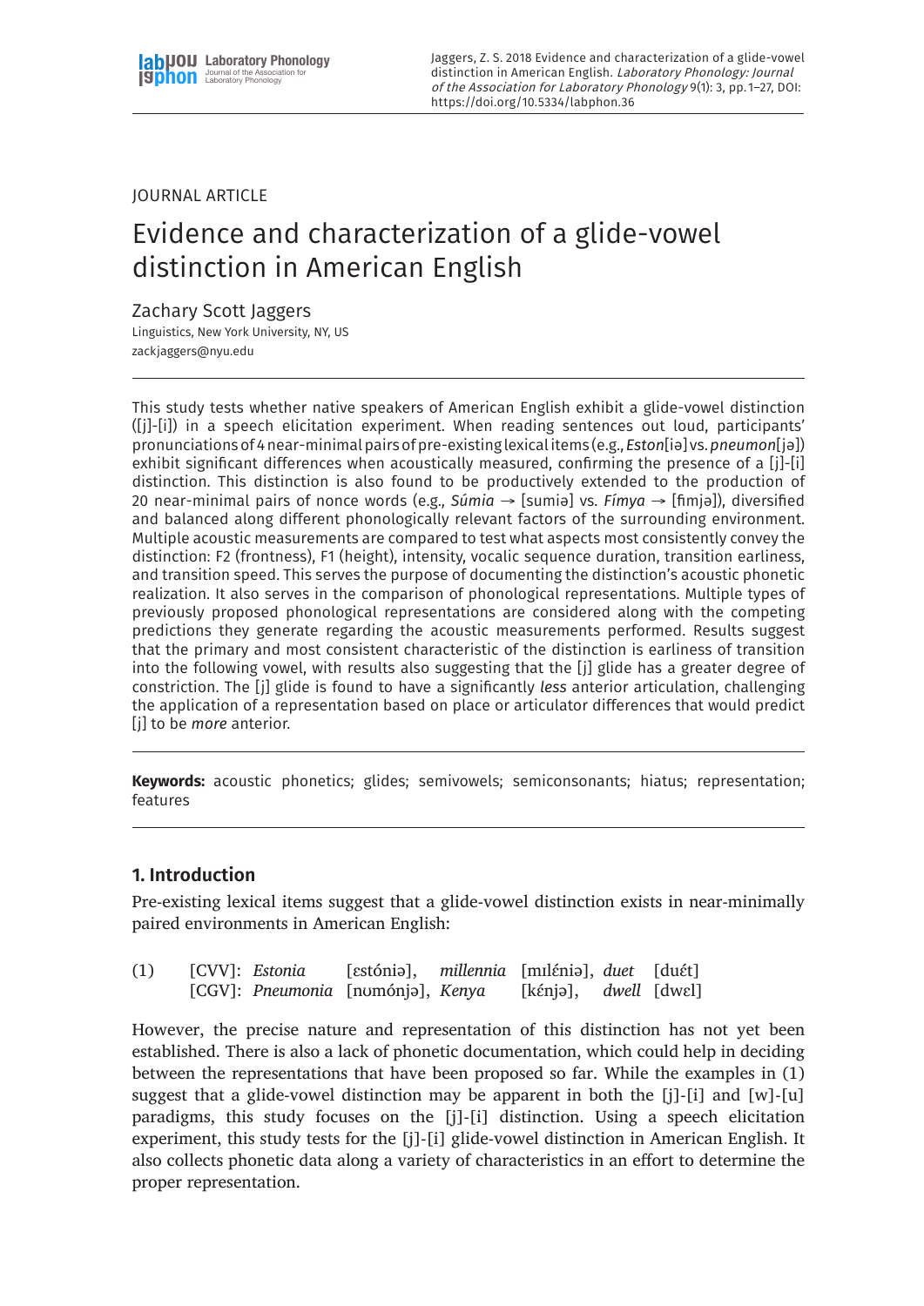JOURNAL ARTICLE

# Evidence and characterization of a glide-vowel distinction in American English

Zachary Scott Jaggers

Linguistics, New York University, NY, US

zackjaggers@nyu.edu

This study tests whether native speakers of American English exhibit a glide-vowel distinction ([j]-[i]) in a speech elicitation experiment. When reading sentences out loud, participants' pronunciations of 4 near-minimal pairs of pre-existing lexical items (e.g., *Eston*[iə] vs. *pneumon*[jə]) exhibit significant differences when acoustically measured, confirming the presence of a [j]-[i] distinction. This distinction is also found to be productively extended to the production of 20 near-minimal pairs of nonce words (e.g., *Súmia* → [sumiə] vs. *Fímya* → [fimjə]), diversified and balanced along different phonologically relevant factors of the surrounding environment. Multiple acoustic measurements are compared to test what aspects most consistently convey the distinction: F2 (frontness), F1 (height), intensity, vocalic sequence duration, transition earliness, and transition speed. This serves the purpose of documenting the distinction's acoustic phonetic realization. It also serves in the comparison of phonological representations. Multiple types of previously proposed phonological representations are considered along with the competing predictions they generate regarding the acoustic measurements performed. Results suggest that the primary and most consistent characteristic of the distinction is earliness of transition into the following vowel, with results also suggesting that the [j] glide has a greater degree of constriction. The [j] glide is found to have a significantly *less* anterior articulation, challenging the application of a representation based on place or articulator differences that would predict [j] to be *more* anterior.

**Keywords:** acoustic phonetics; glides; semivowels; semiconsonants; hiatus; representation; features

## 1. Introduction

Pre-existing lexical items suggest that a glide-vowel distinction exists in near-minimally paired environments in American English:

(1) [CVV]: *Estonia* [ɛstóniə], *millennia* [mɪlɛ́niə], *duet* [duɛ́t]
    [CGV]: *Pneumonia* [nʊmónjə], *Kenya* [kɛ́njə], *dwell* [dwɛl]

However, the precise nature and representation of this distinction has not yet been established. There is also a lack of phonetic documentation, which could help in deciding between the representations that have been proposed so far. While the examples in (1) suggest that a glide-vowel distinction may be apparent in both the [j]-[i] and [w]-[u] paradigms, this study focuses on the [j]-[i] distinction. Using a speech elicitation experiment, this study tests for the [j]-[i] glide-vowel distinction in American English. It also collects phonetic data along a variety of characteristics in an effort to determine the proper representation.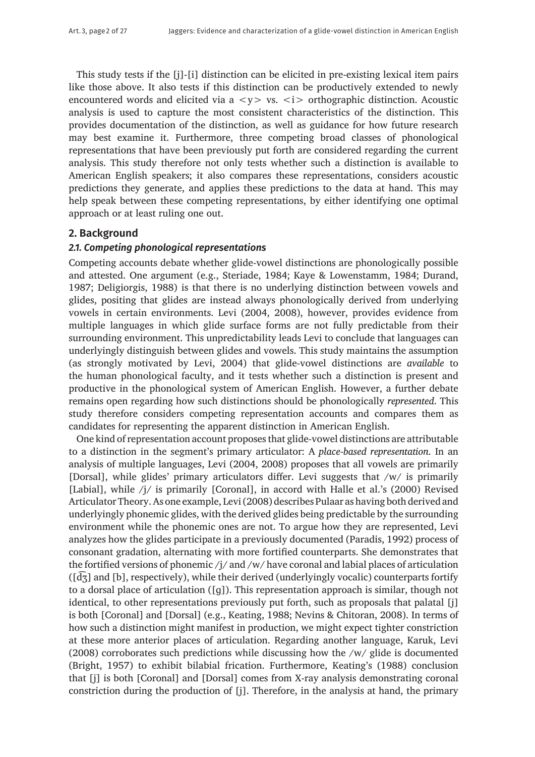This study tests if the [j]-[i] distinction can be elicited in pre-existing lexical item pairs like those above. It also tests if this distinction can be productively extended to newly encountered words and elicited via a <y> vs. <i> orthographic distinction. Acoustic analysis is used to capture the most consistent characteristics of the distinction. This provides documentation of the distinction, as well as guidance for how future research may best examine it. Furthermore, three competing broad classes of phonological representations that have been previously put forth are considered regarding the current analysis. This study therefore not only tests whether such a distinction is available to American English speakers; it also compares these representations, considers acoustic predictions they generate, and applies these predictions to the data at hand. This may help speak between these competing representations, by either identifying one optimal approach or at least ruling one out.

## 2. Background

### *2.1. Competing phonological representations*

Competing accounts debate whether glide-vowel distinctions are phonologically possible and attested. One argument (e.g., Steriade, 1984; Kaye & Lowenstamm, 1984; Durand, 1987; Deligiorgis, 1988) is that there is no underlying distinction between vowels and glides, positing that glides are instead always phonologically derived from underlying vowels in certain environments. Levi (2004, 2008), however, provides evidence from multiple languages in which glide surface forms are not fully predictable from their surrounding environment. This unpredictability leads Levi to conclude that languages can underlyingly distinguish between glides and vowels. This study maintains the assumption (as strongly motivated by Levi, 2004) that glide-vowel distinctions are *available* to the human phonological faculty, and it tests whether such a distinction is present and productive in the phonological system of American English. However, a further debate remains open regarding how such distinctions should be phonologically *represented*. This study therefore considers competing representation accounts and compares them as candidates for representing the apparent distinction in American English.

One kind of representation account proposes that glide-vowel distinctions are attributable to a distinction in the segment's primary articulator: A *place-based representation*. In an analysis of multiple languages, Levi (2004, 2008) proposes that all vowels are primarily [Dorsal], while glides' primary articulators differ. Levi suggests that /w/ is primarily [Labial], while /j/ is primarily [Coronal], in accord with Halle et al.'s (2000) Revised Articulator Theory. As one example, Levi (2008) describes Pulaar as having both derived and underlyingly phonemic glides, with the derived glides being predictable by the surrounding environment while the phonemic ones are not. To argue how they are represented, Levi analyzes how the glides participate in a previously documented (Paradis, 1992) process of consonant gradation, alternating with more fortified counterparts. She demonstrates that the fortified versions of phonemic /j/ and /w/ have coronal and labial places of articulation ([d͡ʒ] and [b], respectively), while their derived (underlyingly vocalic) counterparts fortify to a dorsal place of articulation ([g]). This representation approach is similar, though not identical, to other representations previously put forth, such as proposals that palatal [j] is both [Coronal] and [Dorsal] (e.g., Keating, 1988; Nevins & Chitoran, 2008). In terms of how such a distinction might manifest in production, we might expect tighter constriction at these more anterior places of articulation. Regarding another language, Karuk, Levi (2008) corroborates such predictions while discussing how the /w/ glide is documented (Bright, 1957) to exhibit bilabial frication. Furthermore, Keating's (1988) conclusion that [j] is both [Coronal] and [Dorsal] comes from X-ray analysis demonstrating coronal constriction during the production of [j]. Therefore, in the analysis at hand, the primary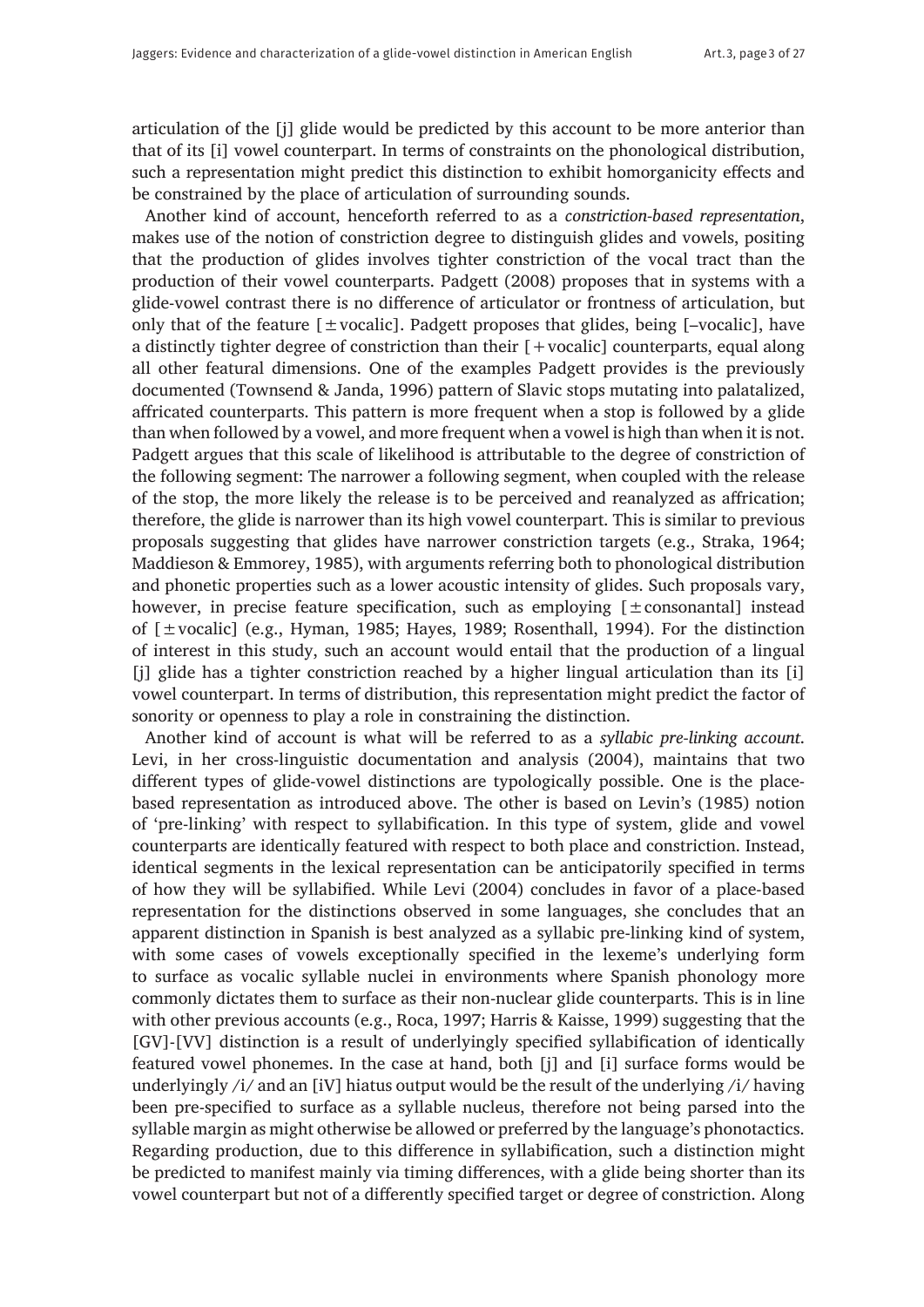articulation of the [j] glide would be predicted by this account to be more anterior than that of its [i] vowel counterpart. In terms of constraints on the phonological distribution, such a representation might predict this distinction to exhibit homorganicity effects and be constrained by the place of articulation of surrounding sounds.

Another kind of account, henceforth referred to as a *constriction-based representation*, makes use of the notion of constriction degree to distinguish glides and vowels, positing that the production of glides involves tighter constriction of the vocal tract than the production of their vowel counterparts. Padgett (2008) proposes that in systems with a glide-vowel contrast there is no difference of articulator or frontness of articulation, but only that of the feature [±vocalic]. Padgett proposes that glides, being [–vocalic], have a distinctly tighter degree of constriction than their [+vocalic] counterparts, equal along all other featural dimensions. One of the examples Padgett provides is the previously documented (Townsend & Janda, 1996) pattern of Slavic stops mutating into palatalized, affricated counterparts. This pattern is more frequent when a stop is followed by a glide than when followed by a vowel, and more frequent when a vowel is high than when it is not. Padgett argues that this scale of likelihood is attributable to the degree of constriction of the following segment: The narrower a following segment, when coupled with the release of the stop, the more likely the release is to be perceived and reanalyzed as affrication; therefore, the glide is narrower than its high vowel counterpart. This is similar to previous proposals suggesting that glides have narrower constriction targets (e.g., Straka, 1964; Maddieson & Emmorey, 1985), with arguments referring both to phonological distribution and phonetic properties such as a lower acoustic intensity of glides. Such proposals vary, however, in precise feature specification, such as employing [±consonantal] instead of [±vocalic] (e.g., Hyman, 1985; Hayes, 1989; Rosenthall, 1994). For the distinction of interest in this study, such an account would entail that the production of a lingual [j] glide has a tighter constriction reached by a higher lingual articulation than its [i] vowel counterpart. In terms of distribution, this representation might predict the factor of sonority or openness to play a role in constraining the distinction.

Another kind of account is what will be referred to as a *syllabic pre-linking account*. Levi, in her cross-linguistic documentation and analysis (2004), maintains that two different types of glide-vowel distinctions are typologically possible. One is the place-based representation as introduced above. The other is based on Levin's (1985) notion of 'pre-linking' with respect to syllabification. In this type of system, glide and vowel counterparts are identically featured with respect to both place and constriction. Instead, identical segments in the lexical representation can be anticipatorily specified in terms of how they will be syllabified. While Levi (2004) concludes in favor of a place-based representation for the distinctions observed in some languages, she concludes that an apparent distinction in Spanish is best analyzed as a syllabic pre-linking kind of system, with some cases of vowels exceptionally specified in the lexeme's underlying form to surface as vocalic syllable nuclei in environments where Spanish phonology more commonly dictates them to surface as their non-nuclear glide counterparts. This is in line with other previous accounts (e.g., Roca, 1997; Harris & Kaisse, 1999) suggesting that the [GV]-[VV] distinction is a result of underlyingly specified syllabification of identically featured vowel phonemes. In the case at hand, both [j] and [i] surface forms would be underlyingly /i/ and an [iV] hiatus output would be the result of the underlying /i/ having been pre-specified to surface as a syllable nucleus, therefore not being parsed into the syllable margin as might otherwise be allowed or preferred by the language's phonotactics. Regarding production, due to this difference in syllabification, such a distinction might be predicted to manifest mainly via timing differences, with a glide being shorter than its vowel counterpart but not of a differently specified target or degree of constriction. Along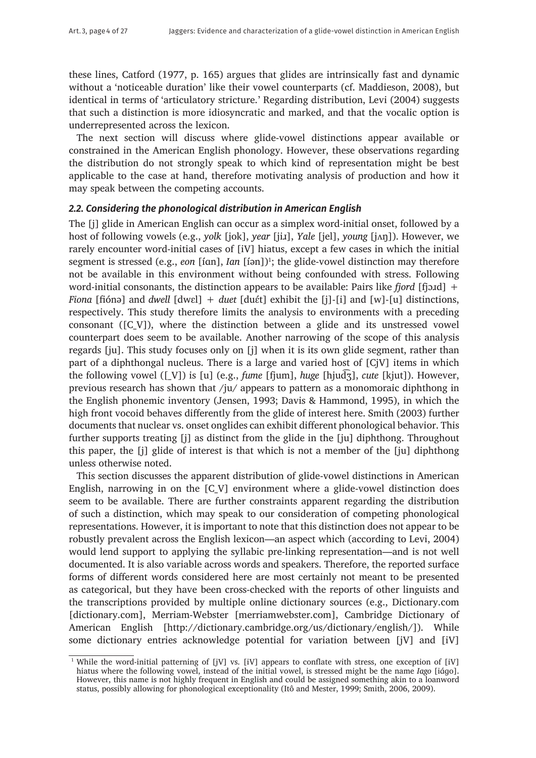these lines, Catford (1977, p. 165) argues that glides are intrinsically fast and dynamic without a 'noticeable duration' like their vowel counterparts (cf. Maddieson, 2008), but identical in terms of 'articulatory stricture.' Regarding distribution, Levi (2004) suggests that such a distinction is more idiosyncratic and marked, and that the vocalic option is underrepresented across the lexicon.

The next section will discuss where glide-vowel distinctions appear available or constrained in the American English phonology. However, these observations regarding the distribution do not strongly speak to which kind of representation might be best applicable to the case at hand, therefore motivating analysis of production and how it may speak between the competing accounts.

### *2.2. Considering the phonological distribution in American English*

The [j] glide in American English can occur as a simplex word-initial onset, followed by a host of following vowels (e.g., *yolk* [jok], *year* [jiɹ], *Yale* [jel], *young* [jʌŋ]). However, we rarely encounter word-initial cases of [iV] hiatus, except a few cases in which the initial segment is stressed (e.g., *eon* [íɑn], *Ian* [íən])[1]; the glide-vowel distinction may therefore not be available in this environment without being confounded with stress. Following word-initial consonants, the distinction appears to be available: Pairs like *fjord* [fjɔɹd] + *Fiona* [fiónə] and *dwell* [dwɛl] + *duet* [duɛ́t] exhibit the [j]-[i] and [w]-[u] distinctions, respectively. This study therefore limits the analysis to environments with a preceding consonant ([C_V]), where the distinction between a glide and its unstressed vowel counterpart does seem to be available. Another narrowing of the scope of this analysis regards [ju]. This study focuses only on [j] when it is its own glide segment, rather than part of a diphthongal nucleus. There is a large and varied host of [CjV] items in which the following vowel ([_V]) is [u] (e.g., *fume* [fjum], *huge* [hjud͡ʒ], *cute* [kjut]). However, previous research has shown that /ju/ appears to pattern as a monomoraic diphthong in the English phonemic inventory (Jensen, 1993; Davis & Hammond, 1995), in which the high front vocoid behaves differently from the glide of interest here. Smith (2003) further documents that nuclear vs. onset onglides can exhibit different phonological behavior. This further supports treating [j] as distinct from the glide in the [ju] diphthong. Throughout this paper, the [j] glide of interest is that which is not a member of the [ju] diphthong unless otherwise noted.

This section discusses the apparent distribution of glide-vowel distinctions in American English, narrowing in on the [C_V] environment where a glide-vowel distinction does seem to be available. There are further constraints apparent regarding the distribution of such a distinction, which may speak to our consideration of competing phonological representations. However, it is important to note that this distinction does not appear to be robustly prevalent across the English lexicon—an aspect which (according to Levi, 2004) would lend support to applying the syllabic pre-linking representation—and is not well documented. It is also variable across words and speakers. Therefore, the reported surface forms of different words considered here are most certainly not meant to be presented as categorical, but they have been cross-checked with the reports of other linguists and the transcriptions provided by multiple online dictionary sources (e.g., Dictionary.com [dictionary.com], Merriam-Webster [merriamwebster.com], Cambridge Dictionary of American English [http://dictionary.cambridge.org/us/dictionary/english/]). While some dictionary entries acknowledge potential for variation between [jV] and [iV]

[1] While the word-initial patterning of [jV] vs. [iV] appears to conflate with stress, one exception of [iV] hiatus where the following vowel, instead of the initial vowel, is stressed might be the name *Iago* [iɑ́go]. However, this name is not highly frequent in English and could be assigned something akin to a loanword status, possibly allowing for phonological exceptionality (Itô and Mester, 1999; Smith, 2006, 2009).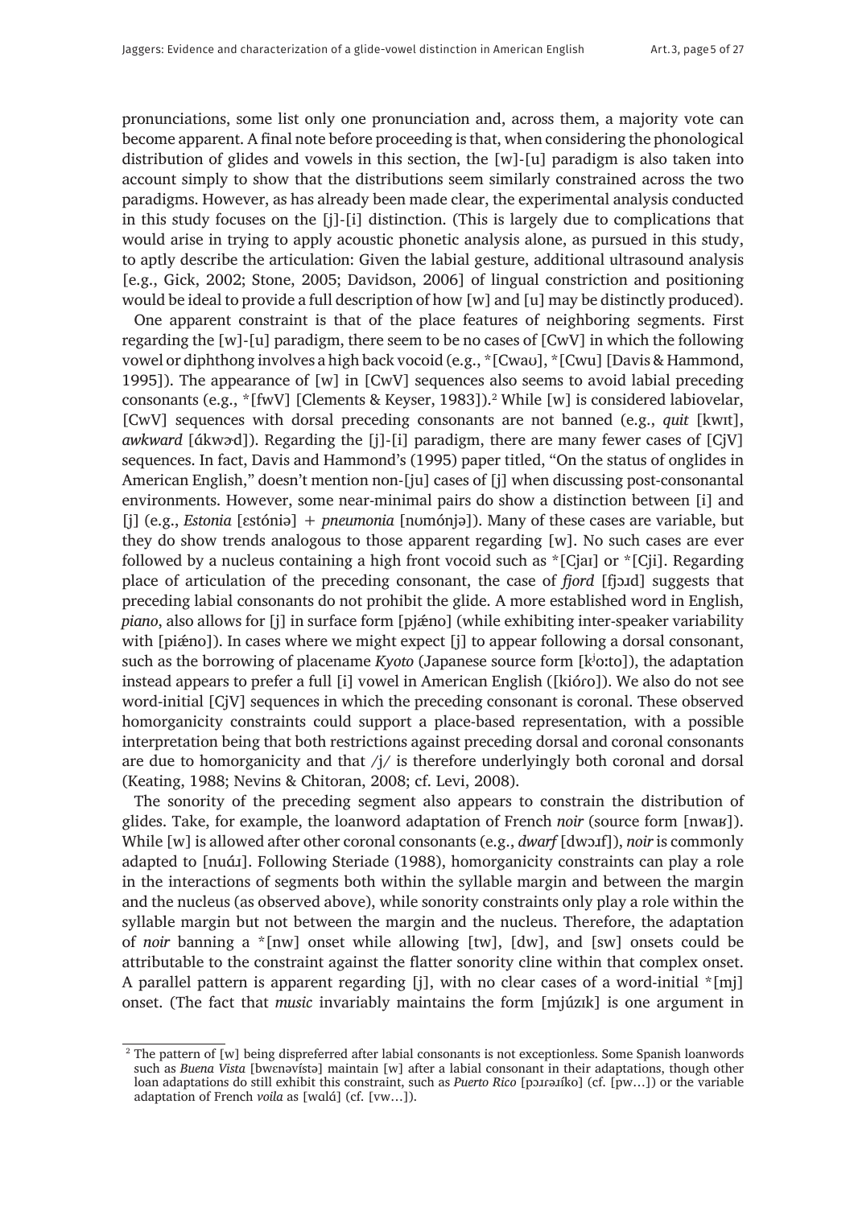pronunciations, some list only one pronunciation and, across them, a majority vote can become apparent. A final note before proceeding is that, when considering the phonological distribution of glides and vowels in this section, the [w]-[u] paradigm is also taken into account simply to show that the distributions seem similarly constrained across the two paradigms. However, as has already been made clear, the experimental analysis conducted in this study focuses on the [j]-[i] distinction. (This is largely due to complications that would arise in trying to apply acoustic phonetic analysis alone, as pursued in this study, to aptly describe the articulation: Given the labial gesture, additional ultrasound analysis [e.g., Gick, 2002; Stone, 2005; Davidson, 2006] of lingual constriction and positioning would be ideal to provide a full description of how [w] and [u] may be distinctly produced).

One apparent constraint is that of the place features of neighboring segments. First regarding the [w]-[u] paradigm, there seem to be no cases of [CwV] in which the following vowel or diphthong involves a high back vocoid (e.g., *[Cwaʊ], *[Cwu] [Davis & Hammond, 1995]). The appearance of [w] in [CwV] sequences also seems to avoid labial preceding consonants (e.g., *[fwV] [Clements & Keyser, 1983]).[2] While [w] is considered labiovelar, [CwV] sequences with dorsal preceding consonants are not banned (e.g., *quit* [kwɪt], *awkward* [ákwɚd]). Regarding the [j]-[i] paradigm, there are many fewer cases of [CjV] sequences. In fact, Davis and Hammond's (1995) paper titled, "On the status of onglides in American English," doesn't mention non-[ju] cases of [j] when discussing post-consonantal environments. However, some near-minimal pairs do show a distinction between [i] and [j] (e.g., *Estonia* [ɛstóniə] + *pneumonia* [nʊmónjə]). Many of these cases are variable, but they do show trends analogous to those apparent regarding [w]. No such cases are ever followed by a nucleus containing a high front vocoid such as *[Cjaɪ] or *[Cji]. Regarding place of articulation of the preceding consonant, the case of *fjord* [fjɔɹd] suggests that preceding labial consonants do not prohibit the glide. A more established word in English, *piano*, also allows for [j] in surface form [pjǽno] (while exhibiting inter-speaker variability with [piǽno]). In cases where we might expect [j] to appear following a dorsal consonant, such as the borrowing of placename *Kyoto* (Japanese source form [kʲoːto]), the adaptation instead appears to prefer a full [i] vowel in American English ([kióɾo]). We also do not see word-initial [CjV] sequences in which the preceding consonant is coronal. These observed homorganicity constraints could support a place-based representation, with a possible interpretation being that both restrictions against preceding dorsal and coronal consonants are due to homorganicity and that /j/ is therefore underlyingly both coronal and dorsal (Keating, 1988; Nevins & Chitoran, 2008; cf. Levi, 2008).

The sonority of the preceding segment also appears to constrain the distribution of glides. Take, for example, the loanword adaptation of French *noir* (source form [nwaʁ]). While [w] is allowed after other coronal consonants (e.g., *dwarf* [dwɔɹf]), *noir* is commonly adapted to [nuáɹ]. Following Steriade (1988), homorganicity constraints can play a role in the interactions of segments both within the syllable margin and between the margin and the nucleus (as observed above), while sonority constraints only play a role within the syllable margin but not between the margin and the nucleus. Therefore, the adaptation of *noir* banning a *[nw] onset while allowing [tw], [dw], and [sw] onsets could be attributable to the constraint against the flatter sonority cline within that complex onset. A parallel pattern is apparent regarding [j], with no clear cases of a word-initial *[mj] onset. (The fact that *music* invariably maintains the form [mjúzɪk] is one argument in

[2] The pattern of [w] being dispreferred after labial consonants is not exceptionless. Some Spanish loanwords such as *Buena Vista* [bwɛnəvístə] maintain [w] after a labial consonant in their adaptations, though other loan adaptations do still exhibit this constraint, such as *Puerto Rico* [pɔɹɾəɹíko] (cf. [pw…]) or the variable adaptation of French *voila* as [wɑlá] (cf. [vw…]).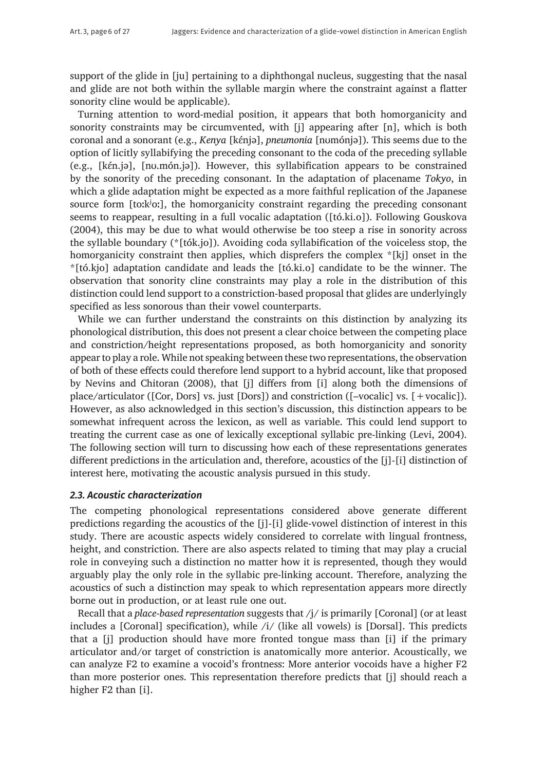support of the glide in [ju] pertaining to a diphthongal nucleus, suggesting that the nasal and glide are not both within the syllable margin where the constraint against a flatter sonority cline would be applicable).

Turning attention to word-medial position, it appears that both homorganicity and sonority constraints may be circumvented, with [j] appearing after [n], which is both coronal and a sonorant (e.g., *Kenya* [kɛ́njə], *pneumonia* [nʊmónjə]). This seems due to the option of licitly syllabifying the preceding consonant to the coda of the preceding syllable (e.g., [kɛ́n.jə], [nʊ.món.jə]). However, this syllabification appears to be constrained by the sonority of the preceding consonant. In the adaptation of placename *Tokyo*, in which a glide adaptation might be expected as a more faithful replication of the Japanese source form [toːkʲoː], the homorganicity constraint regarding the preceding consonant seems to reappear, resulting in a full vocalic adaptation ([tó.ki.o]). Following Gouskova (2004), this may be due to what would otherwise be too steep a rise in sonority across the syllable boundary (*[tók.jo]). Avoiding coda syllabification of the voiceless stop, the homorganicity constraint then applies, which disprefers the complex *[kj] onset in the *[tó.kjo] adaptation candidate and leads the [tó.ki.o] candidate to be the winner. The observation that sonority cline constraints may play a role in the distribution of this distinction could lend support to a constriction-based proposal that glides are underlyingly specified as less sonorous than their vowel counterparts.

While we can further understand the constraints on this distinction by analyzing its phonological distribution, this does not present a clear choice between the competing place and constriction/height representations proposed, as both homorganicity and sonority appear to play a role. While not speaking between these two representations, the observation of both of these effects could therefore lend support to a hybrid account, like that proposed by Nevins and Chitoran (2008), that [j] differs from [i] along both the dimensions of place/articulator ([Cor, Dors] vs. just [Dors]) and constriction ([–vocalic] vs. [+vocalic]). However, as also acknowledged in this section's discussion, this distinction appears to be somewhat infrequent across the lexicon, as well as variable. This could lend support to treating the current case as one of lexically exceptional syllabic pre-linking (Levi, 2004). The following section will turn to discussing how each of these representations generates different predictions in the articulation and, therefore, acoustics of the [j]-[i] distinction of interest here, motivating the acoustic analysis pursued in this study.

### *2.3. Acoustic characterization*

The competing phonological representations considered above generate different predictions regarding the acoustics of the [j]-[i] glide-vowel distinction of interest in this study. There are acoustic aspects widely considered to correlate with lingual frontness, height, and constriction. There are also aspects related to timing that may play a crucial role in conveying such a distinction no matter how it is represented, though they would arguably play the only role in the syllabic pre-linking account. Therefore, analyzing the acoustics of such a distinction may speak to which representation appears more directly borne out in production, or at least rule one out.

Recall that a *place-based representation* suggests that /j/ is primarily [Coronal] (or at least includes a [Coronal] specification), while /i/ (like all vowels) is [Dorsal]. This predicts that a [j] production should have more fronted tongue mass than [i] if the primary articulator and/or target of constriction is anatomically more anterior. Acoustically, we can analyze F2 to examine a vocoid's frontness: More anterior vocoids have a higher F2 than more posterior ones. This representation therefore predicts that [j] should reach a higher F2 than [i].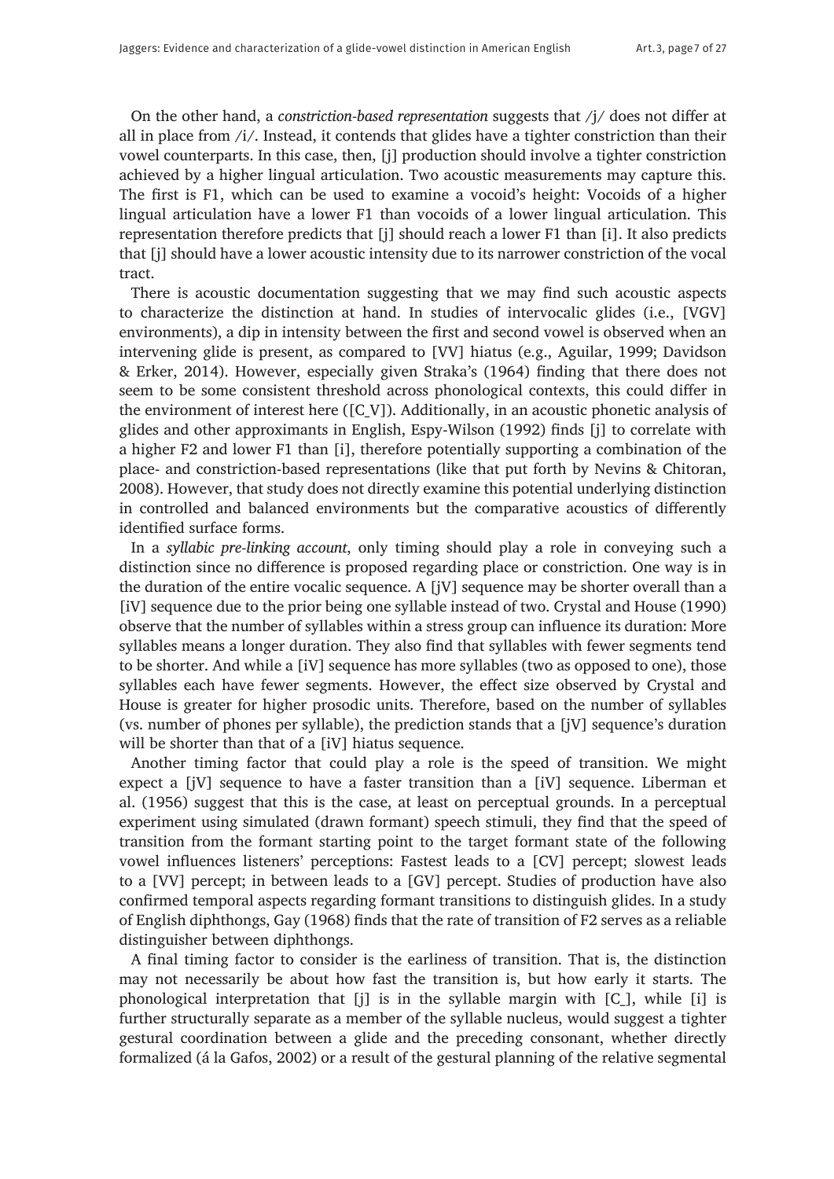On the other hand, a *constriction-based representation* suggests that /j/ does not differ at all in place from /i/. Instead, it contends that glides have a tighter constriction than their vowel counterparts. In this case, then, [j] production should involve a tighter constriction achieved by a higher lingual articulation. Two acoustic measurements may capture this. The first is F1, which can be used to examine a vocoid's height: Vocoids of a higher lingual articulation have a lower F1 than vocoids of a lower lingual articulation. This representation therefore predicts that [j] should reach a lower F1 than [i]. It also predicts that [j] should have a lower acoustic intensity due to its narrower constriction of the vocal tract.

There is acoustic documentation suggesting that we may find such acoustic aspects to characterize the distinction at hand. In studies of intervocalic glides (i.e., [VGV] environments), a dip in intensity between the first and second vowel is observed when an intervening glide is present, as compared to [VV] hiatus (e.g., Aguilar, 1999; Davidson & Erker, 2014). However, especially given Straka's (1964) finding that there does not seem to be some consistent threshold across phonological contexts, this could differ in the environment of interest here ([C_V]). Additionally, in an acoustic phonetic analysis of glides and other approximants in English, Espy-Wilson (1992) finds [j] to correlate with a higher F2 and lower F1 than [i], therefore potentially supporting a combination of the place- and constriction-based representations (like that put forth by Nevins & Chitoran, 2008). However, that study does not directly examine this potential underlying distinction in controlled and balanced environments but the comparative acoustics of differently identified surface forms.

In a *syllabic pre-linking account*, only timing should play a role in conveying such a distinction since no difference is proposed regarding place or constriction. One way is in the duration of the entire vocalic sequence. A [jV] sequence may be shorter overall than a [iV] sequence due to the prior being one syllable instead of two. Crystal and House (1990) observe that the number of syllables within a stress group can influence its duration: More syllables means a longer duration. They also find that syllables with fewer segments tend to be shorter. And while a [iV] sequence has more syllables (two as opposed to one), those syllables each have fewer segments. However, the effect size observed by Crystal and House is greater for higher prosodic units. Therefore, based on the number of syllables (vs. number of phones per syllable), the prediction stands that a [jV] sequence's duration will be shorter than that of a [iV] hiatus sequence.

Another timing factor that could play a role is the speed of transition. We might expect a [jV] sequence to have a faster transition than a [iV] sequence. Liberman et al. (1956) suggest that this is the case, at least on perceptual grounds. In a perceptual experiment using simulated (drawn formant) speech stimuli, they find that the speed of transition from the formant starting point to the target formant state of the following vowel influences listeners' perceptions: Fastest leads to a [CV] percept; slowest leads to a [VV] percept; in between leads to a [GV] percept. Studies of production have also confirmed temporal aspects regarding formant transitions to distinguish glides. In a study of English diphthongs, Gay (1968) finds that the rate of transition of F2 serves as a reliable distinguisher between diphthongs.

A final timing factor to consider is the earliness of transition. That is, the distinction may not necessarily be about how fast the transition is, but how early it starts. The phonological interpretation that [j] is in the syllable margin with [C_], while [i] is further structurally separate as a member of the syllable nucleus, would suggest a tighter gestural coordination between a glide and the preceding consonant, whether directly formalized (á la Gafos, 2002) or a result of the gestural planning of the relative segmental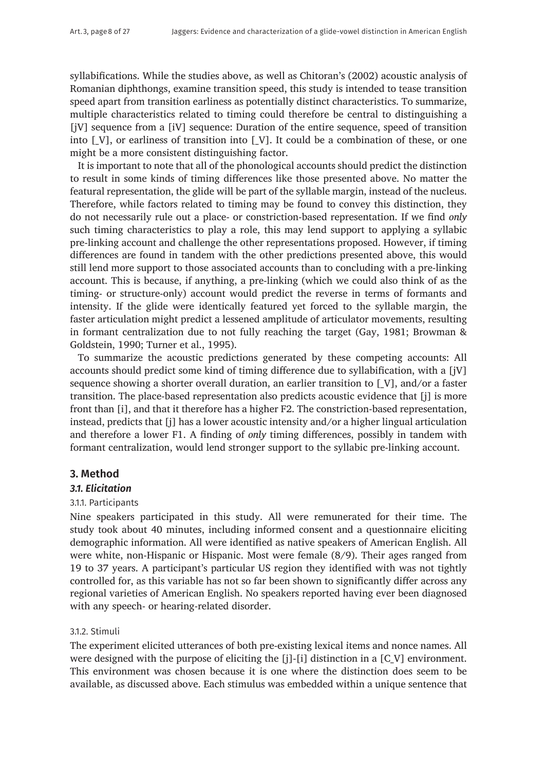syllabifications. While the studies above, as well as Chitoran's (2002) acoustic analysis of Romanian diphthongs, examine transition speed, this study is intended to tease transition speed apart from transition earliness as potentially distinct characteristics. To summarize, multiple characteristics related to timing could therefore be central to distinguishing a [jV] sequence from a [iV] sequence: Duration of the entire sequence, speed of transition into [_V], or earliness of transition into [_V]. It could be a combination of these, or one might be a more consistent distinguishing factor.

It is important to note that all of the phonological accounts should predict the distinction to result in some kinds of timing differences like those presented above. No matter the featural representation, the glide will be part of the syllable margin, instead of the nucleus. Therefore, while factors related to timing may be found to convey this distinction, they do not necessarily rule out a place- or constriction-based representation. If we find *only* such timing characteristics to play a role, this may lend support to applying a syllabic pre-linking account and challenge the other representations proposed. However, if timing differences are found in tandem with the other predictions presented above, this would still lend more support to those associated accounts than to concluding with a pre-linking account. This is because, if anything, a pre-linking (which we could also think of as the timing- or structure-only) account would predict the reverse in terms of formants and intensity. If the glide were identically featured yet forced to the syllable margin, the faster articulation might predict a lessened amplitude of articulator movements, resulting in formant centralization due to not fully reaching the target (Gay, 1981; Browman & Goldstein, 1990; Turner et al., 1995).

To summarize the acoustic predictions generated by these competing accounts: All accounts should predict some kind of timing difference due to syllabification, with a [jV] sequence showing a shorter overall duration, an earlier transition to [_V], and/or a faster transition. The place-based representation also predicts acoustic evidence that [j] is more front than [i], and that it therefore has a higher F2. The constriction-based representation, instead, predicts that [j] has a lower acoustic intensity and/or a higher lingual articulation and therefore a lower F1. A finding of *only* timing differences, possibly in tandem with formant centralization, would lend stronger support to the syllabic pre-linking account.

## 3. Method

### *3.1. Elicitation*

#### 3.1.1. Participants

Nine speakers participated in this study. All were remunerated for their time. The study took about 40 minutes, including informed consent and a questionnaire eliciting demographic information. All were identified as native speakers of American English. All were white, non-Hispanic or Hispanic. Most were female (8/9). Their ages ranged from 19 to 37 years. A participant's particular US region they identified with was not tightly controlled for, as this variable has not so far been shown to significantly differ across any regional varieties of American English. No speakers reported having ever been diagnosed with any speech- or hearing-related disorder.

#### 3.1.2. Stimuli

The experiment elicited utterances of both pre-existing lexical items and nonce names. All were designed with the purpose of eliciting the [j]-[i] distinction in a [C_V] environment. This environment was chosen because it is one where the distinction does seem to be available, as discussed above. Each stimulus was embedded within a unique sentence that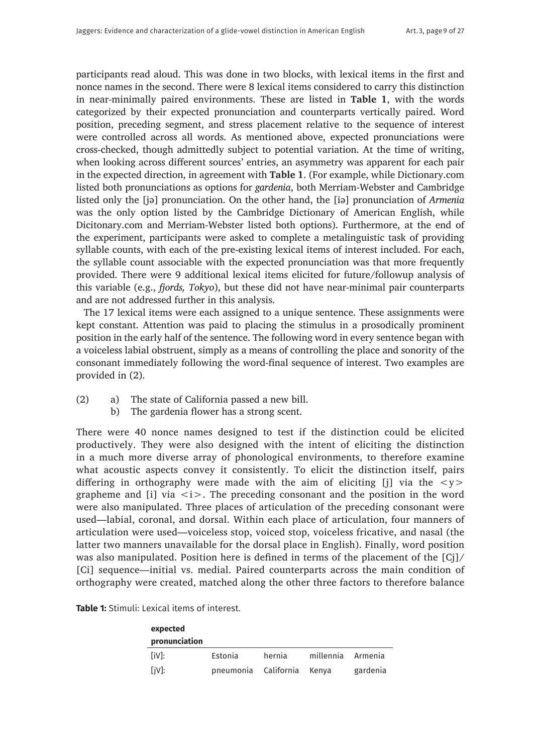participants read aloud. This was done in two blocks, with lexical items in the first and nonce names in the second. There were 8 lexical items considered to carry this distinction in near-minimally paired environments. These are listed in **Table 1**, with the words categorized by their expected pronunciation and counterparts vertically paired. Word position, preceding segment, and stress placement relative to the sequence of interest were controlled across all words. As mentioned above, expected pronunciations were cross-checked, though admittedly subject to potential variation. At the time of writing, when looking across different sources' entries, an asymmetry was apparent for each pair in the expected direction, in agreement with **Table 1**. (For example, while Dictionary.com listed both pronunciations as options for *gardenia*, both Merriam-Webster and Cambridge listed only the [jə] pronunciation. On the other hand, the [iə] pronunciation of *Armenia* was the only option listed by the Cambridge Dictionary of American English, while Dicitonary.com and Merriam-Webster listed both options). Furthermore, at the end of the experiment, participants were asked to complete a metalinguistic task of providing syllable counts, with each of the pre-existing lexical items of interest included. For each, the syllable count associable with the expected pronunciation was that more frequently provided. There were 9 additional lexical items elicited for future/followup analysis of this variable (e.g., *fjords, Tokyo*), but these did not have near-minimal pair counterparts and are not addressed further in this analysis.

The 17 lexical items were each assigned to a unique sentence. These assignments were kept constant. Attention was paid to placing the stimulus in a prosodically prominent position in the early half of the sentence. The following word in every sentence began with a voiceless labial obstruent, simply as a means of controlling the place and sonority of the consonant immediately following the word-final sequence of interest. Two examples are provided in (2).

(2) a) The state of California passed a new bill.
    b) The gardenia flower has a strong scent.

There were 40 nonce names designed to test if the distinction could be elicited productively. They were also designed with the intent of eliciting the distinction in a much more diverse array of phonological environments, to therefore examine what acoustic aspects convey it consistently. To elicit the distinction itself, pairs differing in orthography were made with the aim of eliciting [j] via the <y> grapheme and [i] via <i>. The preceding consonant and the position in the word were also manipulated. Three places of articulation of the preceding consonant were used—labial, coronal, and dorsal. Within each place of articulation, four manners of articulation were used—voiceless stop, voiced stop, voiceless fricative, and nasal (the latter two manners unavailable for the dorsal place in English). Finally, word position was also manipulated. Position here is defined in terms of the placement of the [Cj]/[Ci] sequence—initial vs. medial. Paired counterparts across the main condition of orthography were created, matched along the other three factors to therefore balance

**Table 1:** Stimuli: Lexical items of interest.

| expected pronunciation | | | | |
|---|---|---|---|---|
| [iV]: | Estonia | hernia | millennia | Armenia |
| [jV]: | pneumonia | California | Kenya | gardenia |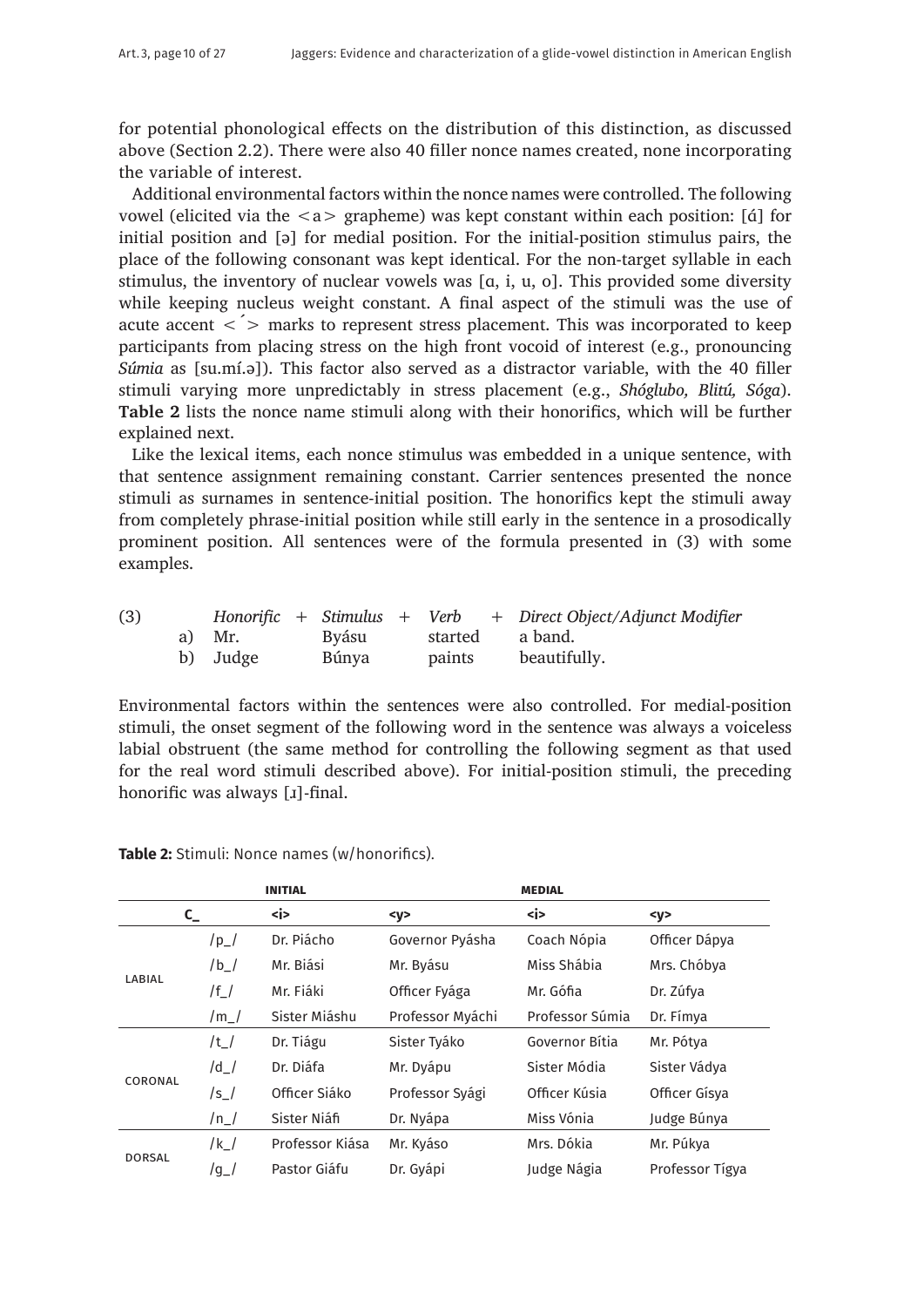for potential phonological effects on the distribution of this distinction, as discussed above (Section 2.2). There were also 40 filler nonce names created, none incorporating the variable of interest.

Additional environmental factors within the nonce names were controlled. The following vowel (elicited via the <a> grapheme) was kept constant within each position: [ɑ́] for initial position and [ə] for medial position. For the initial-position stimulus pairs, the place of the following consonant was kept identical. For the non-target syllable in each stimulus, the inventory of nuclear vowels was [ɑ, i, u, o]. This provided some diversity while keeping nucleus weight constant. A final aspect of the stimuli was the use of acute accent < ´ > marks to represent stress placement. This was incorporated to keep participants from placing stress on the high front vocoid of interest (e.g., pronouncing *Súmia* as [su.mí.ə]). This factor also served as a distractor variable, with the 40 filler stimuli varying more unpredictably in stress placement (e.g., *Shóglubo, Blitú, Sóga*). **Table 2** lists the nonce name stimuli along with their honorifics, which will be further explained next.

Like the lexical items, each nonce stimulus was embedded in a unique sentence, with that sentence assignment remaining constant. Carrier sentences presented the nonce stimuli as surnames in sentence-initial position. The honorifics kept the stimuli away from completely phrase-initial position while still early in the sentence in a prosodically prominent position. All sentences were of the formula presented in (3) with some examples.

(3)

| | *Honorific* | + | *Stimulus* | + | *Verb* | + | *Direct Object/Adjunct Modifier* |
|---|---|---|---|---|---|---|---|
| a) | Mr. | | Byásu | | started | | a band. |
| b) | Judge | | Búnya | | paints | | beautifully. |

Environmental factors within the sentences were also controlled. For medial-position stimuli, the onset segment of the following word in the sentence was always a voiceless labial obstruent (the same method for controlling the following segment as that used for the real word stimuli described above). For initial-position stimuli, the preceding honorific was always [ɹ]-final.

**Table 2:** Stimuli: Nonce names (w/honorifics).

| | | INITIAL | | MEDIAL | |
|---|---|---|---|---|---|
| C_ | | <i> | <y> | <i> | <y> |
| LABIAL | /p_/ | Dr. Piácho | Governor Pyásha | Coach Nópia | Officer Dápya |
| | /b_/ | Mr. Biási | Mr. Byásu | Miss Shábia | Mrs. Chóbya |
| | /f_/ | Mr. Fiáki | Officer Fyága | Mr. Gófia | Dr. Zúfya |
| | /m_/ | Sister Miáshu | Professor Myáchi | Professor Súmia | Dr. Fímya |
| CORONAL | /t_/ | Dr. Tiágu | Sister Tyáko | Governor Bítia | Mr. Pótya |
| | /d_/ | Dr. Diáfa | Mr. Dyápu | Sister Módia | Sister Vádya |
| | /s_/ | Officer Siáko | Professor Syági | Officer Kúsia | Officer Gísya |
| | /n_/ | Sister Niáfi | Dr. Nyápa | Miss Vónia | Judge Búnya |
| DORSAL | /k_/ | Professor Kiása | Mr. Kyáso | Mrs. Dókia | Mr. Púkya |
| | /g_/ | Pastor Giáfu | Dr. Gyápi | Judge Nágia | Professor Tígya |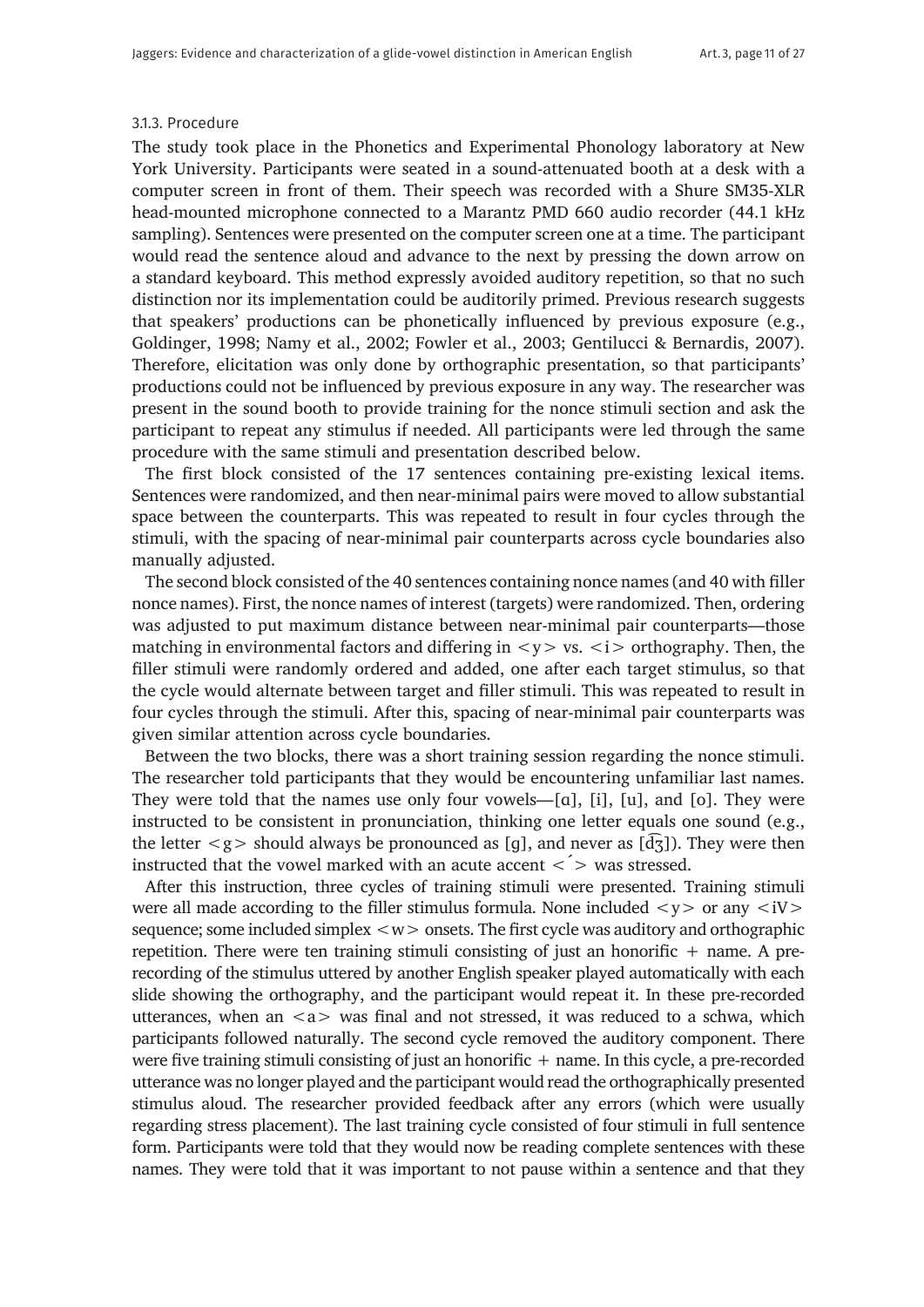#### 3.1.3. Procedure

The study took place in the Phonetics and Experimental Phonology laboratory at New York University. Participants were seated in a sound-attenuated booth at a desk with a computer screen in front of them. Their speech was recorded with a Shure SM35-XLR head-mounted microphone connected to a Marantz PMD 660 audio recorder (44.1 kHz sampling). Sentences were presented on the computer screen one at a time. The participant would read the sentence aloud and advance to the next by pressing the down arrow on a standard keyboard. This method expressly avoided auditory repetition, so that no such distinction nor its implementation could be auditorily primed. Previous research suggests that speakers' productions can be phonetically influenced by previous exposure (e.g., Goldinger, 1998; Namy et al., 2002; Fowler et al., 2003; Gentilucci & Bernardis, 2007). Therefore, elicitation was only done by orthographic presentation, so that participants' productions could not be influenced by previous exposure in any way. The researcher was present in the sound booth to provide training for the nonce stimuli section and ask the participant to repeat any stimulus if needed. All participants were led through the same procedure with the same stimuli and presentation described below.

The first block consisted of the 17 sentences containing pre-existing lexical items. Sentences were randomized, and then near-minimal pairs were moved to allow substantial space between the counterparts. This was repeated to result in four cycles through the stimuli, with the spacing of near-minimal pair counterparts across cycle boundaries also manually adjusted.

The second block consisted of the 40 sentences containing nonce names (and 40 with filler nonce names). First, the nonce names of interest (targets) were randomized. Then, ordering was adjusted to put maximum distance between near-minimal pair counterparts—those matching in environmental factors and differing in <y> vs. <i> orthography. Then, the filler stimuli were randomly ordered and added, one after each target stimulus, so that the cycle would alternate between target and filler stimuli. This was repeated to result in four cycles through the stimuli. After this, spacing of near-minimal pair counterparts was given similar attention across cycle boundaries.

Between the two blocks, there was a short training session regarding the nonce stimuli. The researcher told participants that they would be encountering unfamiliar last names. They were told that the names use only four vowels—[ɑ], [i], [u], and [o]. They were instructed to be consistent in pronunciation, thinking one letter equals one sound (e.g., the letter <g> should always be pronounced as [g], and never as [d͡ʒ]). They were then instructed that the vowel marked with an acute accent <´> was stressed.

After this instruction, three cycles of training stimuli were presented. Training stimuli were all made according to the filler stimulus formula. None included <y> or any <iV> sequence; some included simplex <w> onsets. The first cycle was auditory and orthographic repetition. There were ten training stimuli consisting of just an honorific + name. A pre-recording of the stimulus uttered by another English speaker played automatically with each slide showing the orthography, and the participant would repeat it. In these pre-recorded utterances, when an <a> was final and not stressed, it was reduced to a schwa, which participants followed naturally. The second cycle removed the auditory component. There were five training stimuli consisting of just an honorific + name. In this cycle, a pre-recorded utterance was no longer played and the participant would read the orthographically presented stimulus aloud. The researcher provided feedback after any errors (which were usually regarding stress placement). The last training cycle consisted of four stimuli in full sentence form. Participants were told that they would now be reading complete sentences with these names. They were told that it was important to not pause within a sentence and that they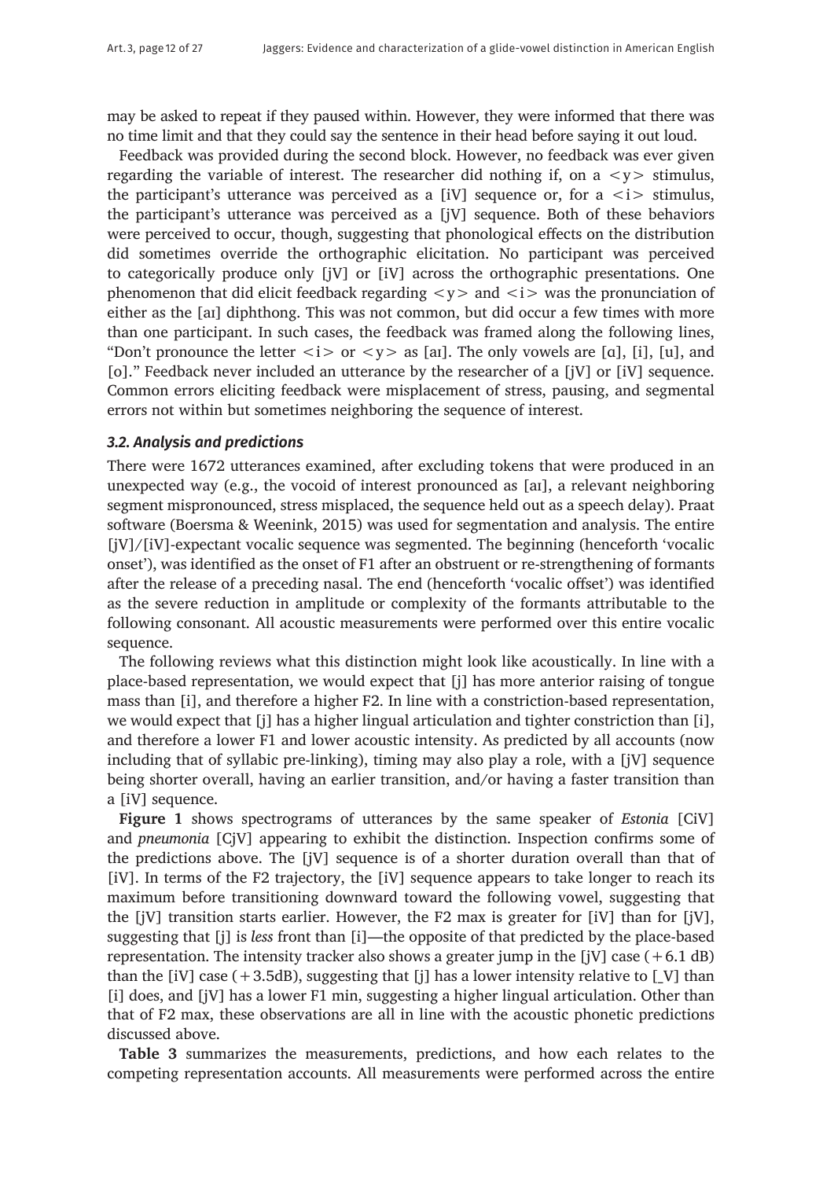may be asked to repeat if they paused within. However, they were informed that there was no time limit and that they could say the sentence in their head before saying it out loud.

Feedback was provided during the second block. However, no feedback was ever given regarding the variable of interest. The researcher did nothing if, on a <y> stimulus, the participant's utterance was perceived as a [iV] sequence or, for a <i> stimulus, the participant's utterance was perceived as a [jV] sequence. Both of these behaviors were perceived to occur, though, suggesting that phonological effects on the distribution did sometimes override the orthographic elicitation. No participant was perceived to categorically produce only [jV] or [iV] across the orthographic presentations. One phenomenon that did elicit feedback regarding <y> and <i> was the pronunciation of either as the [aɪ] diphthong. This was not common, but did occur a few times with more than one participant. In such cases, the feedback was framed along the following lines, "Don't pronounce the letter <i> or <y> as [aɪ]. The only vowels are [ɑ], [i], [u], and [o]." Feedback never included an utterance by the researcher of a [jV] or [iV] sequence. Common errors eliciting feedback were misplacement of stress, pausing, and segmental errors not within but sometimes neighboring the sequence of interest.

### *3.2. Analysis and predictions*

There were 1672 utterances examined, after excluding tokens that were produced in an unexpected way (e.g., the vocoid of interest pronounced as [aɪ], a relevant neighboring segment mispronounced, stress misplaced, the sequence held out as a speech delay). Praat software (Boersma & Weenink, 2015) was used for segmentation and analysis. The entire [jV]/[iV]-expectant vocalic sequence was segmented. The beginning (henceforth 'vocalic onset'), was identified as the onset of F1 after an obstruent or re-strengthening of formants after the release of a preceding nasal. The end (henceforth 'vocalic offset') was identified as the severe reduction in amplitude or complexity of the formants attributable to the following consonant. All acoustic measurements were performed over this entire vocalic sequence.

The following reviews what this distinction might look like acoustically. In line with a place-based representation, we would expect that [j] has more anterior raising of tongue mass than [i], and therefore a higher F2. In line with a constriction-based representation, we would expect that [j] has a higher lingual articulation and tighter constriction than [i], and therefore a lower F1 and lower acoustic intensity. As predicted by all accounts (now including that of syllabic pre-linking), timing may also play a role, with a [jV] sequence being shorter overall, having an earlier transition, and/or having a faster transition than a [iV] sequence.

**Figure 1** shows spectrograms of utterances by the same speaker of *Estonia* [CiV] and *pneumonia* [CjV] appearing to exhibit the distinction. Inspection confirms some of the predictions above. The [jV] sequence is of a shorter duration overall than that of [iV]. In terms of the F2 trajectory, the [iV] sequence appears to take longer to reach its maximum before transitioning downward toward the following vowel, suggesting that the [jV] transition starts earlier. However, the F2 max is greater for [iV] than for [jV], suggesting that [j] is *less* front than [i]—the opposite of that predicted by the place-based representation. The intensity tracker also shows a greater jump in the [jV] case (+6.1 dB) than the [iV] case (+3.5dB), suggesting that [j] has a lower intensity relative to [_V] than [i] does, and [jV] has a lower F1 min, suggesting a higher lingual articulation. Other than that of F2 max, these observations are all in line with the acoustic phonetic predictions discussed above.

**Table 3** summarizes the measurements, predictions, and how each relates to the competing representation accounts. All measurements were performed across the entire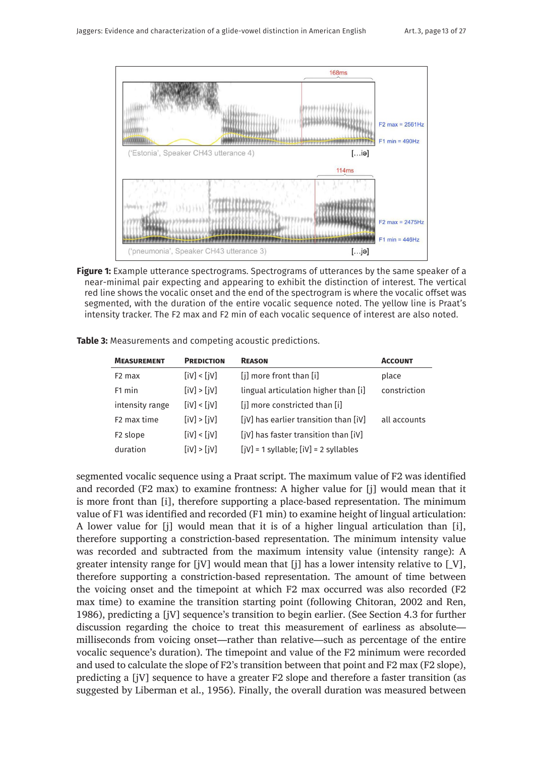**Figure 1:** Example utterance spectrograms. Spectrograms of utterances by the same speaker of a near-minimal pair expecting and appearing to exhibit the distinction of interest. The vertical red line shows the vocalic onset and the end of the spectrogram is where the vocalic offset was segmented, with the duration of the entire vocalic sequence noted. The yellow line is Praat's intensity tracker. The F2 max and F2 min of each vocalic sequence of interest are also noted.

**Table 3:** Measurements and competing acoustic predictions.

| Measurement | Prediction | Reason | Account |
|---|---|---|---|
| F2 max | [iV] < [jV] | [j] more front than [i] | place |
| F1 min | [iV] > [jV] | lingual articulation higher than [i] | constriction |
| intensity range | [iV] < [jV] | [j] more constricted than [i] | |
| F2 max time | [iV] > [jV] | [jV] has earlier transition than [iV] | all accounts |
| F2 slope | [iV] < [jV] | [jV] has faster transition than [iV] | |
| duration | [iV] > [jV] | [jV] = 1 syllable; [iV] = 2 syllables | |

segmented vocalic sequence using a Praat script. The maximum value of F2 was identified and recorded (F2 max) to examine frontness: A higher value for [j] would mean that it is more front than [i], therefore supporting a place-based representation. The minimum value of F1 was identified and recorded (F1 min) to examine height of lingual articulation: A lower value for [j] would mean that it is of a higher lingual articulation than [i], therefore supporting a constriction-based representation. The minimum intensity value was recorded and subtracted from the maximum intensity value (intensity range): A greater intensity range for [jV] would mean that [j] has a lower intensity relative to [_V], therefore supporting a constriction-based representation. The amount of time between the voicing onset and the timepoint at which F2 max occurred was also recorded (F2 max time) to examine the transition starting point (following Chitoran, 2002 and Ren, 1986), predicting a [jV] sequence's transition to begin earlier. (See Section 4.3 for further discussion regarding the choice to treat this measurement of earliness as absolute—milliseconds from voicing onset—rather than relative—such as percentage of the entire vocalic sequence's duration). The timepoint and value of the F2 minimum were recorded and used to calculate the slope of F2's transition between that point and F2 max (F2 slope), predicting a [jV] sequence to have a greater F2 slope and therefore a faster transition (as suggested by Liberman et al., 1956). Finally, the overall duration was measured between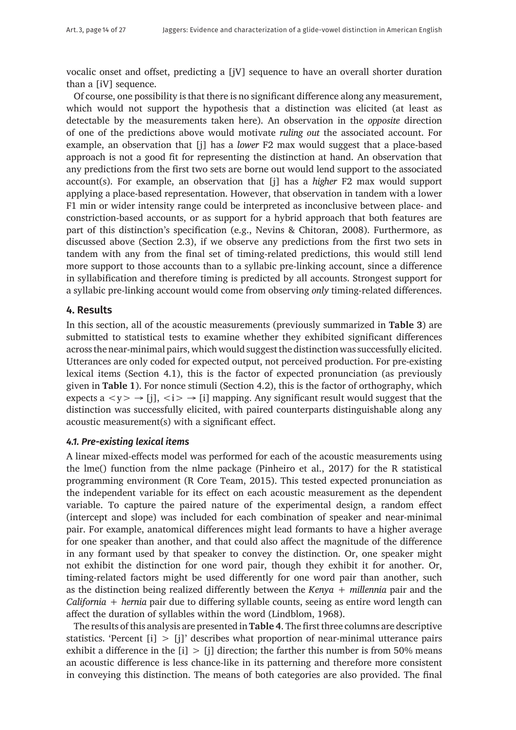vocalic onset and offset, predicting a [jV] sequence to have an overall shorter duration than a [iV] sequence.

Of course, one possibility is that there is no significant difference along any measurement, which would not support the hypothesis that a distinction was elicited (at least as detectable by the measurements taken here). An observation in the *opposite* direction of one of the predictions above would motivate *ruling out* the associated account. For example, an observation that [j] has a *lower* F2 max would suggest that a place-based approach is not a good fit for representing the distinction at hand. An observation that any predictions from the first two sets are borne out would lend support to the associated account(s). For example, an observation that [j] has a *higher* F2 max would support applying a place-based representation. However, that observation in tandem with a lower F1 min or wider intensity range could be interpreted as inconclusive between place- and constriction-based accounts, or as support for a hybrid approach that both features are part of this distinction's specification (e.g., Nevins & Chitoran, 2008). Furthermore, as discussed above (Section 2.3), if we observe any predictions from the first two sets in tandem with any from the final set of timing-related predictions, this would still lend more support to those accounts than to a syllabic pre-linking account, since a difference in syllabification and therefore timing is predicted by all accounts. Strongest support for a syllabic pre-linking account would come from observing *only* timing-related differences.

## 4. Results

In this section, all of the acoustic measurements (previously summarized in **Table 3**) are submitted to statistical tests to examine whether they exhibited significant differences across the near-minimal pairs, which would suggest the distinction was successfully elicited. Utterances are only coded for expected output, not perceived production. For pre-existing lexical items (Section 4.1), this is the factor of expected pronunciation (as previously given in **Table 1**). For nonce stimuli (Section 4.2), this is the factor of orthography, which expects a <y> → [j], <i> → [i] mapping. Any significant result would suggest that the distinction was successfully elicited, with paired counterparts distinguishable along any acoustic measurement(s) with a significant effect.

### *4.1. Pre-existing lexical items*

A linear mixed-effects model was performed for each of the acoustic measurements using the lme() function from the nlme package (Pinheiro et al., 2017) for the R statistical programming environment (R Core Team, 2015). This tested expected pronunciation as the independent variable for its effect on each acoustic measurement as the dependent variable. To capture the paired nature of the experimental design, a random effect (intercept and slope) was included for each combination of speaker and near-minimal pair. For example, anatomical differences might lead formants to have a higher average for one speaker than another, and that could also affect the magnitude of the difference in any formant used by that speaker to convey the distinction. Or, one speaker might not exhibit the distinction for one word pair, though they exhibit it for another. Or, timing-related factors might be used differently for one word pair than another, such as the distinction being realized differently between the *Kenya* + *millennia* pair and the *California* + *hernia* pair due to differing syllable counts, seeing as entire word length can affect the duration of syllables within the word (Lindblom, 1968).

The results of this analysis are presented in **Table 4**. The first three columns are descriptive statistics. 'Percent [i] > [j]' describes what proportion of near-minimal utterance pairs exhibit a difference in the [i] > [j] direction; the farther this number is from 50% means an acoustic difference is less chance-like in its patterning and therefore more consistent in conveying this distinction. The means of both categories are also provided. The final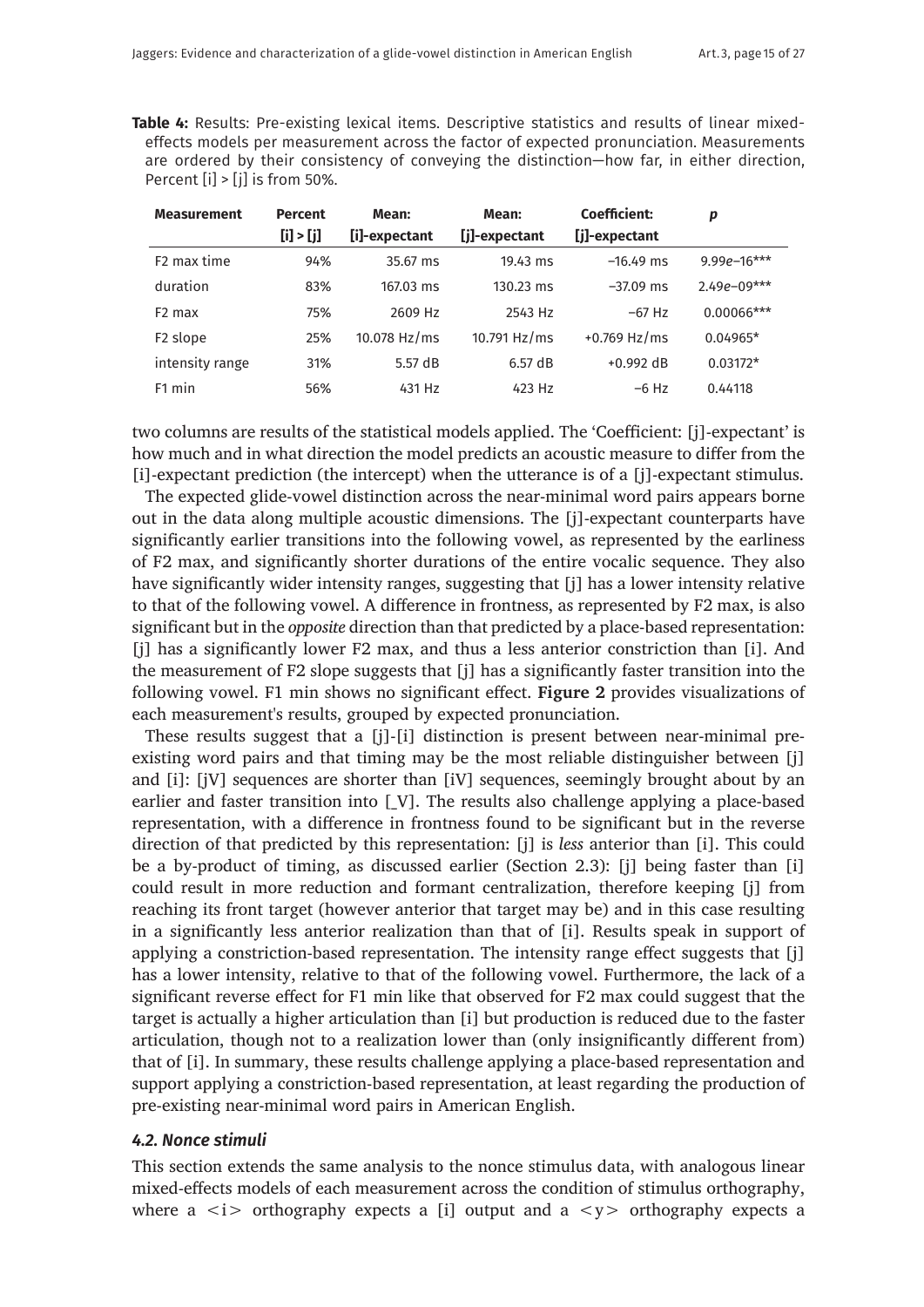**Table 4:** Results: Pre-existing lexical items. Descriptive statistics and results of linear mixed-effects models per measurement across the factor of expected pronunciation. Measurements are ordered by their consistency of conveying the distinction—how far, in either direction, Percent [i] > [j] is from 50%.

| Measurement | Percent [i] > [j] | Mean: [i]-expectant | Mean: [j]-expectant | Coefficient: [j]-expectant | *p* |
|---|---|---|---|---|---|
| F2 max time | 94% | 35.67 ms | 19.43 ms | –16.49 ms | 9.99*e*–16*** |
| duration | 83% | 167.03 ms | 130.23 ms | –37.09 ms | 2.49*e*–09*** |
| F2 max | 75% | 2609 Hz | 2543 Hz | –67 Hz | 0.00066*** |
| F2 slope | 25% | 10.078 Hz/ms | 10.791 Hz/ms | +0.769 Hz/ms | 0.04965* |
| intensity range | 31% | 5.57 dB | 6.57 dB | +0.992 dB | 0.03172* |
| F1 min | 56% | 431 Hz | 423 Hz | –6 Hz | 0.44118 |

two columns are results of the statistical models applied. The 'Coefficient: [j]-expectant' is how much and in what direction the model predicts an acoustic measure to differ from the [i]-expectant prediction (the intercept) when the utterance is of a [j]-expectant stimulus.

The expected glide-vowel distinction across the near-minimal word pairs appears borne out in the data along multiple acoustic dimensions. The [j]-expectant counterparts have significantly earlier transitions into the following vowel, as represented by the earliness of F2 max, and significantly shorter durations of the entire vocalic sequence. They also have significantly wider intensity ranges, suggesting that [j] has a lower intensity relative to that of the following vowel. A difference in frontness, as represented by F2 max, is also significant but in the *opposite* direction than that predicted by a place-based representation: [j] has a significantly lower F2 max, and thus a less anterior constriction than [i]. And the measurement of F2 slope suggests that [j] has a significantly faster transition into the following vowel. F1 min shows no significant effect. **Figure 2** provides visualizations of each measurement's results, grouped by expected pronunciation.

These results suggest that a [j]-[i] distinction is present between near-minimal pre-existing word pairs and that timing may be the most reliable distinguisher between [j] and [i]: [jV] sequences are shorter than [iV] sequences, seemingly brought about by an earlier and faster transition into [_V]. The results also challenge applying a place-based representation, with a difference in frontness found to be significant but in the reverse direction of that predicted by this representation: [j] is *less* anterior than [i]. This could be a by-product of timing, as discussed earlier (Section 2.3): [j] being faster than [i] could result in more reduction and formant centralization, therefore keeping [j] from reaching its front target (however anterior that target may be) and in this case resulting in a significantly less anterior realization than that of [i]. Results speak in support of applying a constriction-based representation. The intensity range effect suggests that [j] has a lower intensity, relative to that of the following vowel. Furthermore, the lack of a significant reverse effect for F1 min like that observed for F2 max could suggest that the target is actually a higher articulation than [i] but production is reduced due to the faster articulation, though not to a realization lower than (only insignificantly different from) that of [i]. In summary, these results challenge applying a place-based representation and support applying a constriction-based representation, at least regarding the production of pre-existing near-minimal word pairs in American English.

### *4.2. Nonce stimuli*

This section extends the same analysis to the nonce stimulus data, with analogous linear mixed-effects models of each measurement across the condition of stimulus orthography, where a <i> orthography expects a [i] output and a <y> orthography expects a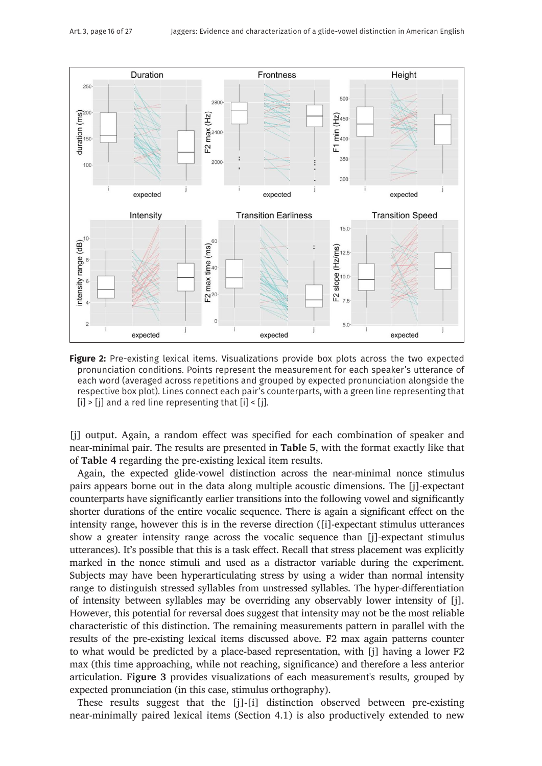**Figure 2:** Pre-existing lexical items. Visualizations provide box plots across the two expected pronunciation conditions. Points represent the measurement for each speaker's utterance of each word (averaged across repetitions and grouped by expected pronunciation alongside the respective box plot). Lines connect each pair's counterparts, with a green line representing that [i] > [j] and a red line representing that [i] < [j].

[j] output. Again, a random effect was specified for each combination of speaker and near-minimal pair. The results are presented in **Table 5**, with the format exactly like that of **Table 4** regarding the pre-existing lexical item results.

Again, the expected glide-vowel distinction across the near-minimal nonce stimulus pairs appears borne out in the data along multiple acoustic dimensions. The [j]-expectant counterparts have significantly earlier transitions into the following vowel and significantly shorter durations of the entire vocalic sequence. There is again a significant effect on the intensity range, however this is in the reverse direction ([i]-expectant stimulus utterances show a greater intensity range across the vocalic sequence than [j]-expectant stimulus utterances). It's possible that this is a task effect. Recall that stress placement was explicitly marked in the nonce stimuli and used as a distractor variable during the experiment. Subjects may have been hyperarticulating stress by using a wider than normal intensity range to distinguish stressed syllables from unstressed syllables. The hyper-differentiation of intensity between syllables may be overriding any observably lower intensity of [j]. However, this potential for reversal does suggest that intensity may not be the most reliable characteristic of this distinction. The remaining measurements pattern in parallel with the results of the pre-existing lexical items discussed above. F2 max again patterns counter to what would be predicted by a place-based representation, with [j] having a lower F2 max (this time approaching, while not reaching, significance) and therefore a less anterior articulation. **Figure 3** provides visualizations of each measurement's results, grouped by expected pronunciation (in this case, stimulus orthography).

These results suggest that the [j]-[i] distinction observed between pre-existing near-minimally paired lexical items (Section 4.1) is also productively extended to new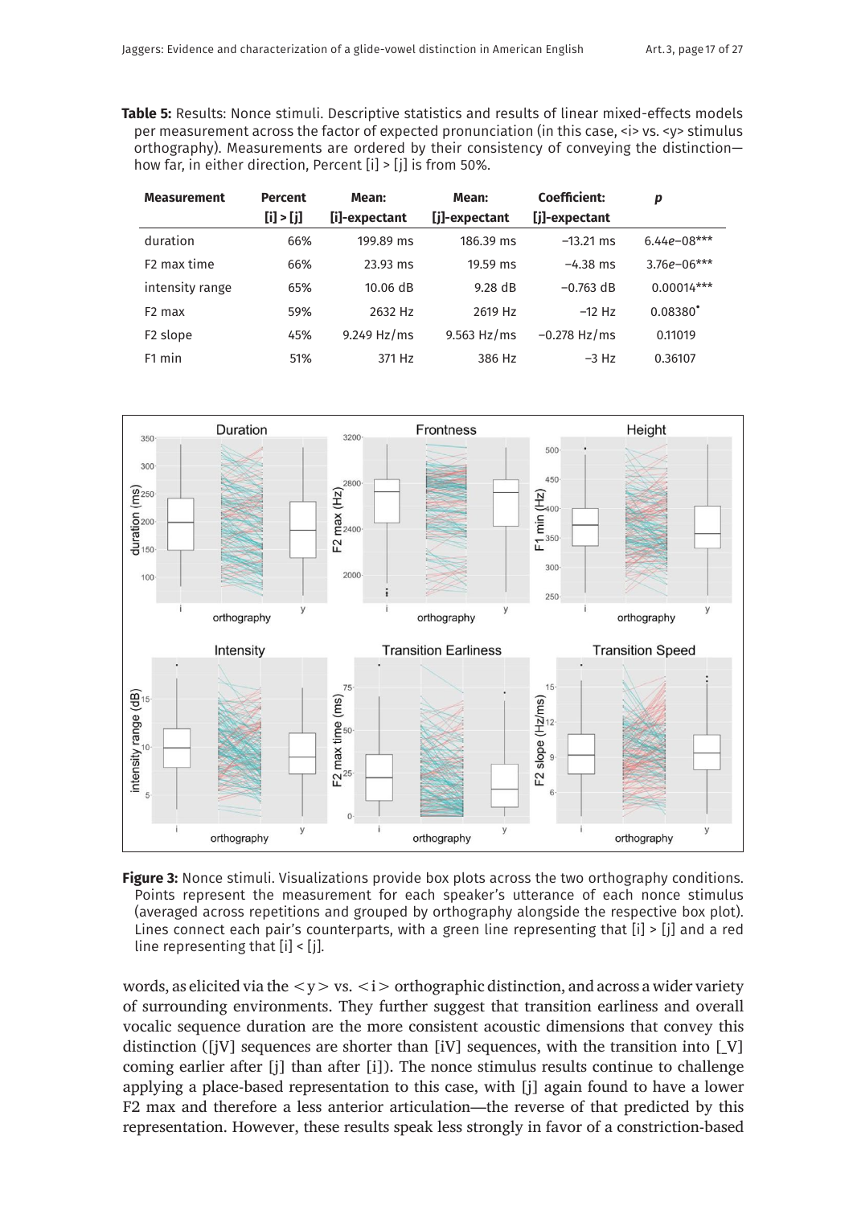**Table 5:** Results: Nonce stimuli. Descriptive statistics and results of linear mixed-effects models per measurement across the factor of expected pronunciation (in this case, <i> vs. <y> stimulus orthography). Measurements are ordered by their consistency of conveying the distinction—how far, in either direction, Percent [i] > [j] is from 50%.

| Measurement | Percent [i] > [j] | Mean: [i]-expectant | Mean: [j]-expectant | Coefficient: [j]-expectant | *p* |
|---|---|---|---|---|---|
| duration | 66% | 199.89 ms | 186.39 ms | –13.21 ms | 6.44*e*–08*** |
| F2 max time | 66% | 23.93 ms | 19.59 ms | –4.38 ms | 3.76*e*–06*** |
| intensity range | 65% | 10.06 dB | 9.28 dB | –0.763 dB | 0.00014*** |
| F2 max | 59% | 2632 Hz | 2619 Hz | –12 Hz | 0.08380˙ |
| F2 slope | 45% | 9.249 Hz/ms | 9.563 Hz/ms | –0.278 Hz/ms | 0.11019 |
| F1 min | 51% | 371 Hz | 386 Hz | –3 Hz | 0.36107 |

**Figure 3:** Nonce stimuli. Visualizations provide box plots across the two orthography conditions. Points represent the measurement for each speaker's utterance of each nonce stimulus (averaged across repetitions and grouped by orthography alongside the respective box plot). Lines connect each pair's counterparts, with a green line representing that [i] > [j] and a red line representing that [i] < [j].

words, as elicited via the <y> vs. <i> orthographic distinction, and across a wider variety of surrounding environments. They further suggest that transition earliness and overall vocalic sequence duration are the more consistent acoustic dimensions that convey this distinction ([jV] sequences are shorter than [iV] sequences, with the transition into [_V] coming earlier after [j] than after [i]). The nonce stimulus results continue to challenge applying a place-based representation to this case, with [j] again found to have a lower F2 max and therefore a less anterior articulation—the reverse of that predicted by this representation. However, these results speak less strongly in favor of a constriction-based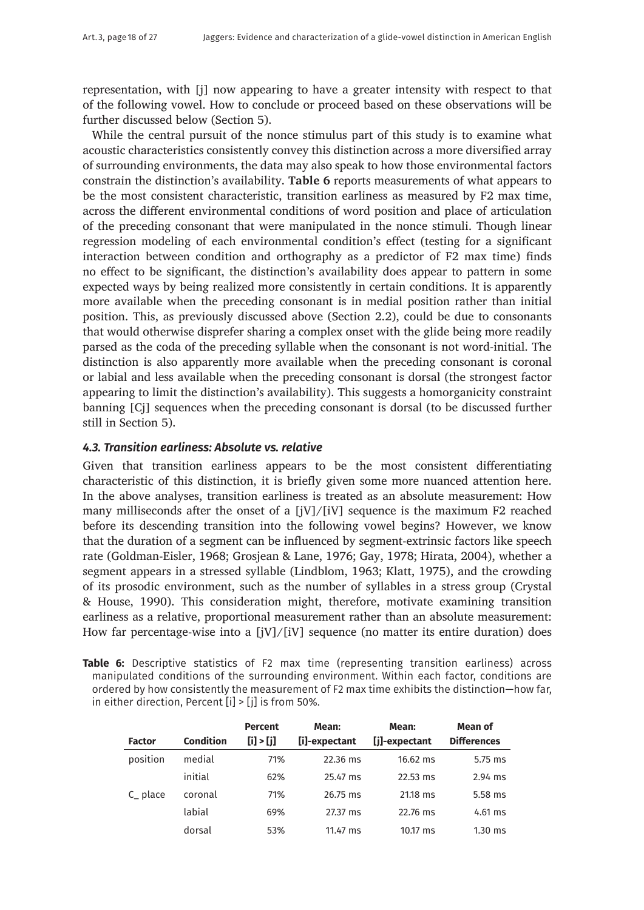representation, with [j] now appearing to have a greater intensity with respect to that of the following vowel. How to conclude or proceed based on these observations will be further discussed below (Section 5).

While the central pursuit of the nonce stimulus part of this study is to examine what acoustic characteristics consistently convey this distinction across a more diversified array of surrounding environments, the data may also speak to how those environmental factors constrain the distinction's availability. **Table 6** reports measurements of what appears to be the most consistent characteristic, transition earliness as measured by F2 max time, across the different environmental conditions of word position and place of articulation of the preceding consonant that were manipulated in the nonce stimuli. Though linear regression modeling of each environmental condition's effect (testing for a significant interaction between condition and orthography as a predictor of F2 max time) finds no effect to be significant, the distinction's availability does appear to pattern in some expected ways by being realized more consistently in certain conditions. It is apparently more available when the preceding consonant is in medial position rather than initial position. This, as previously discussed above (Section 2.2), could be due to consonants that would otherwise disprefer sharing a complex onset with the glide being more readily parsed as the coda of the preceding syllable when the consonant is not word-initial. The distinction is also apparently more available when the preceding consonant is coronal or labial and less available when the preceding consonant is dorsal (the strongest factor appearing to limit the distinction's availability). This suggests a homorganicity constraint banning [Cj] sequences when the preceding consonant is dorsal (to be discussed further still in Section 5).

### *4.3. Transition earliness: Absolute vs. relative*

Given that transition earliness appears to be the most consistent differentiating characteristic of this distinction, it is briefly given some more nuanced attention here. In the above analyses, transition earliness is treated as an absolute measurement: How many milliseconds after the onset of a [jV]/[iV] sequence is the maximum F2 reached before its descending transition into the following vowel begins? However, we know that the duration of a segment can be influenced by segment-extrinsic factors like speech rate (Goldman-Eisler, 1968; Grosjean & Lane, 1976; Gay, 1978; Hirata, 2004), whether a segment appears in a stressed syllable (Lindblom, 1963; Klatt, 1975), and the crowding of its prosodic environment, such as the number of syllables in a stress group (Crystal & House, 1990). This consideration might, therefore, motivate examining transition earliness as a relative, proportional measurement rather than an absolute measurement: How far percentage-wise into a [jV]/[iV] sequence (no matter its entire duration) does

**Table 6:** Descriptive statistics of F2 max time (representing transition earliness) across manipulated conditions of the surrounding environment. Within each factor, conditions are ordered by how consistently the measurement of F2 max time exhibits the distinction—how far, in either direction, Percent [i] > [j] is from 50%.

| Factor | Condition | Percent [i] > [j] | Mean: [i]-expectant | Mean: [j]-expectant | Mean of Differences |
|---|---|---|---|---|---|
| position | medial | 71% | 22.36 ms | 16.62 ms | 5.75 ms |
| | initial | 62% | 25.47 ms | 22.53 ms | 2.94 ms |
| C_ place | coronal | 71% | 26.75 ms | 21.18 ms | 5.58 ms |
| | labial | 69% | 27.37 ms | 22.76 ms | 4.61 ms |
| | dorsal | 53% | 11.47 ms | 10.17 ms | 1.30 ms |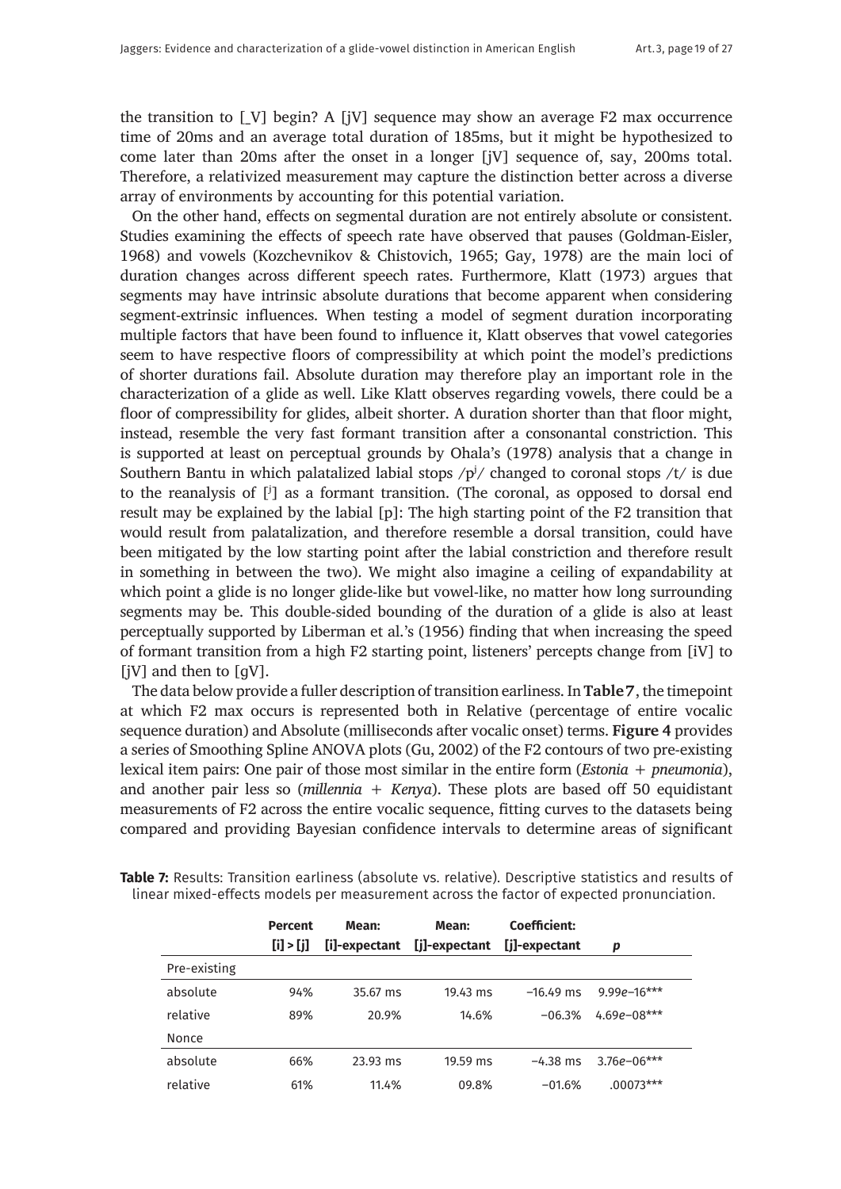the transition to [_V] begin? A [jV] sequence may show an average F2 max occurrence time of 20ms and an average total duration of 185ms, but it might be hypothesized to come later than 20ms after the onset in a longer [jV] sequence of, say, 200ms total. Therefore, a relativized measurement may capture the distinction better across a diverse array of environments by accounting for this potential variation.

On the other hand, effects on segmental duration are not entirely absolute or consistent. Studies examining the effects of speech rate have observed that pauses (Goldman-Eisler, 1968) and vowels (Kozchevnikov & Chistovich, 1965; Gay, 1978) are the main loci of duration changes across different speech rates. Furthermore, Klatt (1973) argues that segments may have intrinsic absolute durations that become apparent when considering segment-extrinsic influences. When testing a model of segment duration incorporating multiple factors that have been found to influence it, Klatt observes that vowel categories seem to have respective floors of compressibility at which point the model's predictions of shorter durations fail. Absolute duration may therefore play an important role in the characterization of a glide as well. Like Klatt observes regarding vowels, there could be a floor of compressibility for glides, albeit shorter. A duration shorter than that floor might, instead, resemble the very fast formant transition after a consonantal constriction. This is supported at least on perceptual grounds by Ohala's (1978) analysis that a change in Southern Bantu in which palatalized labial stops /pʲ/ changed to coronal stops /t/ is due to the reanalysis of [ʲ] as a formant transition. (The coronal, as opposed to dorsal end result may be explained by the labial [p]: The high starting point of the F2 transition that would result from palatalization, and therefore resemble a dorsal transition, could have been mitigated by the low starting point after the labial constriction and therefore result in something in between the two). We might also imagine a ceiling of expandability at which point a glide is no longer glide-like but vowel-like, no matter how long surrounding segments may be. This double-sided bounding of the duration of a glide is also at least perceptually supported by Liberman et al.'s (1956) finding that when increasing the speed of formant transition from a high F2 starting point, listeners' percepts change from [iV] to [jV] and then to [gV].

The data below provide a fuller description of transition earliness. In **Table 7**, the timepoint at which F2 max occurs is represented both in Relative (percentage of entire vocalic sequence duration) and Absolute (milliseconds after vocalic onset) terms. **Figure 4** provides a series of Smoothing Spline ANOVA plots (Gu, 2002) of the F2 contours of two pre-existing lexical item pairs: One pair of those most similar in the entire form (*Estonia* + *pneumonia*), and another pair less so (*millennia* + *Kenya*). These plots are based off 50 equidistant measurements of F2 across the entire vocalic sequence, fitting curves to the datasets being compared and providing Bayesian confidence intervals to determine areas of significant

**Table 7:** Results: Transition earliness (absolute vs. relative). Descriptive statistics and results of linear mixed-effects models per measurement across the factor of expected pronunciation.

| | Percent [i] > [j] | Mean: [i]-expectant | Mean: [j]-expectant | Coefficient: [j]-expectant | *p* |
|---|---|---|---|---|---|
| Pre-existing | | | | | |
| absolute | 94% | 35.67 ms | 19.43 ms | –16.49 ms | 9.99*e*–16*** |
| relative | 89% | 20.9% | 14.6% | –06.3% | 4.69*e*–08*** |
| Nonce | | | | | |
| absolute | 66% | 23.93 ms | 19.59 ms | –4.38 ms | 3.76*e*–06*** |
| relative | 61% | 11.4% | 09.8% | –01.6% | .00073*** |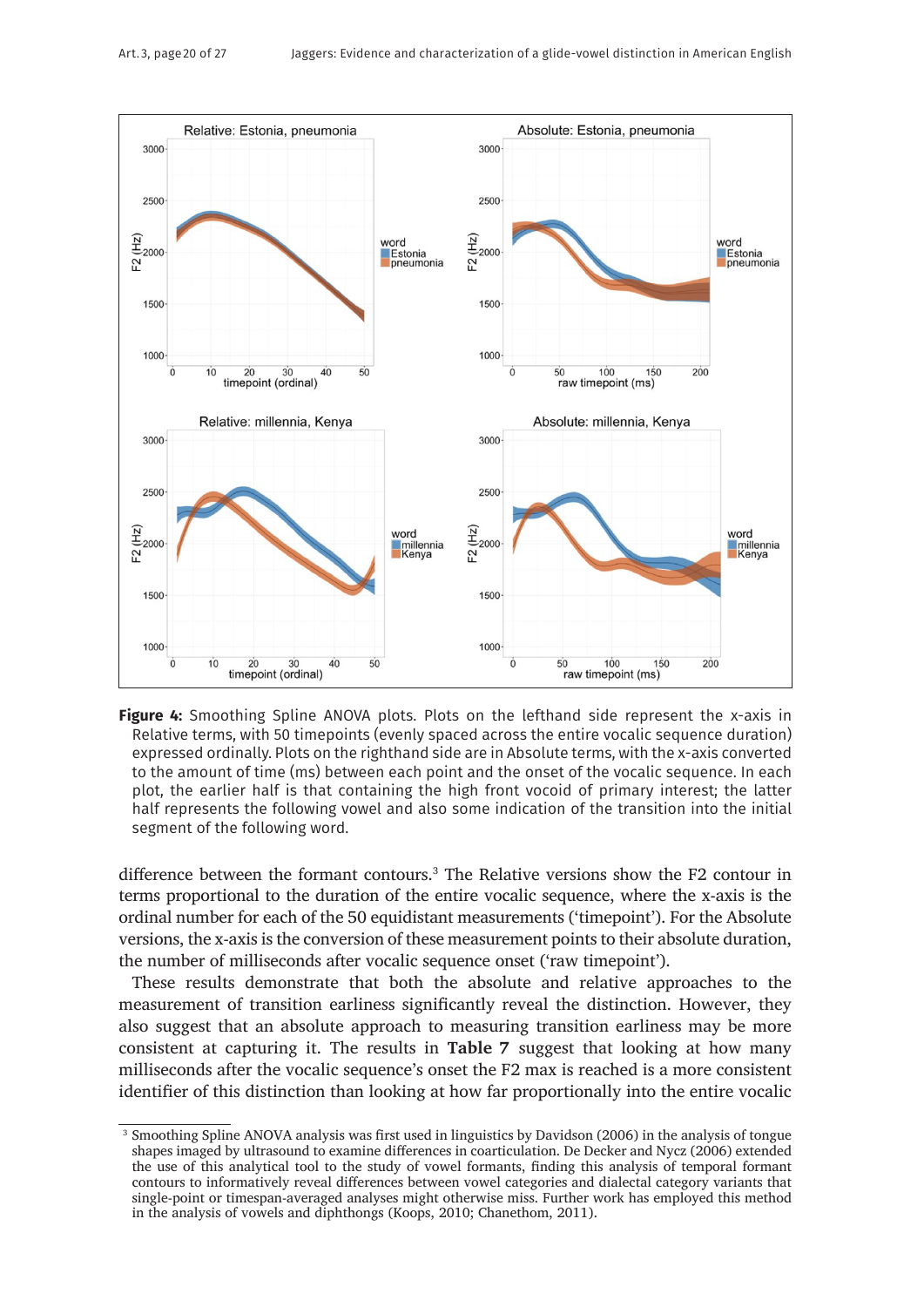**Figure 4:** Smoothing Spline ANOVA plots. Plots on the lefthand side represent the x-axis in Relative terms, with 50 timepoints (evenly spaced across the entire vocalic sequence duration) expressed ordinally. Plots on the righthand side are in Absolute terms, with the x-axis converted to the amount of time (ms) between each point and the onset of the vocalic sequence. In each plot, the earlier half is that containing the high front vocoid of primary interest; the latter half represents the following vowel and also some indication of the transition into the initial segment of the following word.

difference between the formant contours.[3] The Relative versions show the F2 contour in terms proportional to the duration of the entire vocalic sequence, where the x-axis is the ordinal number for each of the 50 equidistant measurements ('timepoint'). For the Absolute versions, the x-axis is the conversion of these measurement points to their absolute duration, the number of milliseconds after vocalic sequence onset ('raw timepoint').

These results demonstrate that both the absolute and relative approaches to the measurement of transition earliness significantly reveal the distinction. However, they also suggest that an absolute approach to measuring transition earliness may be more consistent at capturing it. The results in **Table 7** suggest that looking at how many milliseconds after the vocalic sequence's onset the F2 max is reached is a more consistent identifier of this distinction than looking at how far proportionally into the entire vocalic

[3] Smoothing Spline ANOVA analysis was first used in linguistics by Davidson (2006) in the analysis of tongue shapes imaged by ultrasound to examine differences in coarticulation. De Decker and Nycz (2006) extended the use of this analytical tool to the study of vowel formants, finding this analysis of temporal formant contours to informatively reveal differences between vowel categories and dialectal category variants that single-point or timespan-averaged analyses might otherwise miss. Further work has employed this method in the analysis of vowels and diphthongs (Koops, 2010; Chanethom, 2011).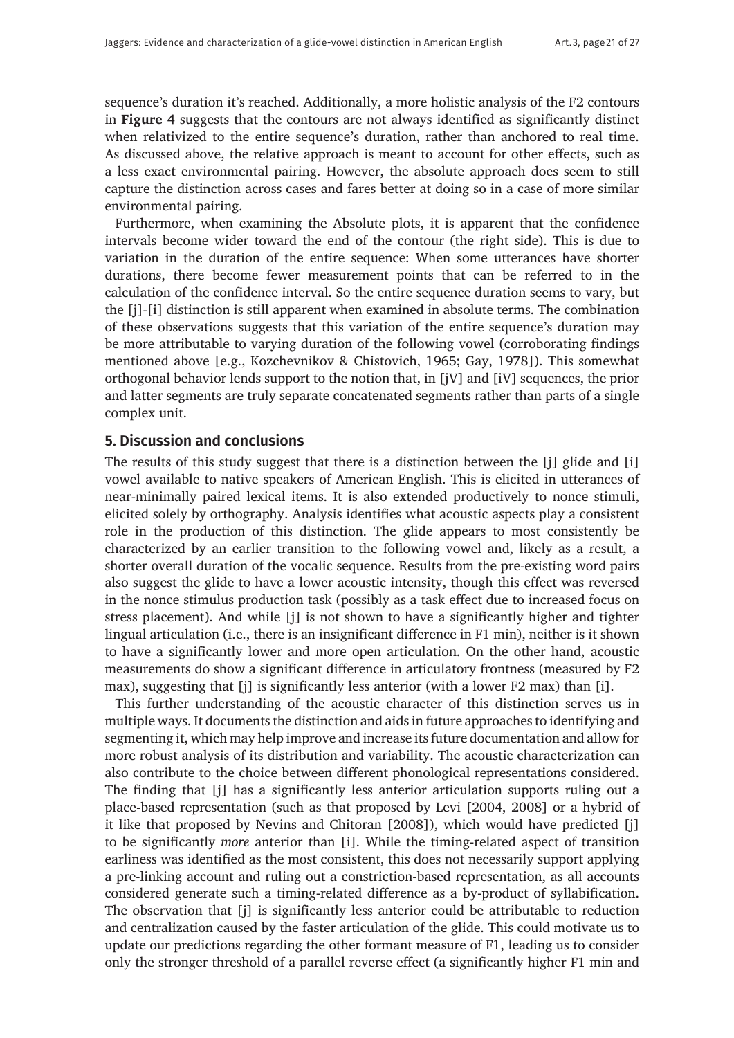sequence's duration it's reached. Additionally, a more holistic analysis of the F2 contours in **Figure 4** suggests that the contours are not always identified as significantly distinct when relativized to the entire sequence's duration, rather than anchored to real time. As discussed above, the relative approach is meant to account for other effects, such as a less exact environmental pairing. However, the absolute approach does seem to still capture the distinction across cases and fares better at doing so in a case of more similar environmental pairing.

Furthermore, when examining the Absolute plots, it is apparent that the confidence intervals become wider toward the end of the contour (the right side). This is due to variation in the duration of the entire sequence: When some utterances have shorter durations, there become fewer measurement points that can be referred to in the calculation of the confidence interval. So the entire sequence duration seems to vary, but the [j]-[i] distinction is still apparent when examined in absolute terms. The combination of these observations suggests that this variation of the entire sequence's duration may be more attributable to varying duration of the following vowel (corroborating findings mentioned above [e.g., Kozchevnikov & Chistovich, 1965; Gay, 1978]). This somewhat orthogonal behavior lends support to the notion that, in [jV] and [iV] sequences, the prior and latter segments are truly separate concatenated segments rather than parts of a single complex unit.

## 5. Discussion and conclusions

The results of this study suggest that there is a distinction between the [j] glide and [i] vowel available to native speakers of American English. This is elicited in utterances of near-minimally paired lexical items. It is also extended productively to nonce stimuli, elicited solely by orthography. Analysis identifies what acoustic aspects play a consistent role in the production of this distinction. The glide appears to most consistently be characterized by an earlier transition to the following vowel and, likely as a result, a shorter overall duration of the vocalic sequence. Results from the pre-existing word pairs also suggest the glide to have a lower acoustic intensity, though this effect was reversed in the nonce stimulus production task (possibly as a task effect due to increased focus on stress placement). And while [j] is not shown to have a significantly higher and tighter lingual articulation (i.e., there is an insignificant difference in F1 min), neither is it shown to have a significantly lower and more open articulation. On the other hand, acoustic measurements do show a significant difference in articulatory frontness (measured by F2 max), suggesting that [j] is significantly less anterior (with a lower F2 max) than [i].

This further understanding of the acoustic character of this distinction serves us in multiple ways. It documents the distinction and aids in future approaches to identifying and segmenting it, which may help improve and increase its future documentation and allow for more robust analysis of its distribution and variability. The acoustic characterization can also contribute to the choice between different phonological representations considered. The finding that [j] has a significantly less anterior articulation supports ruling out a place-based representation (such as that proposed by Levi [2004, 2008] or a hybrid of it like that proposed by Nevins and Chitoran [2008]), which would have predicted [j] to be significantly *more* anterior than [i]. While the timing-related aspect of transition earliness was identified as the most consistent, this does not necessarily support applying a pre-linking account and ruling out a constriction-based representation, as all accounts considered generate such a timing-related difference as a by-product of syllabification. The observation that [j] is significantly less anterior could be attributable to reduction and centralization caused by the faster articulation of the glide. This could motivate us to update our predictions regarding the other formant measure of F1, leading us to consider only the stronger threshold of a parallel reverse effect (a significantly higher F1 min and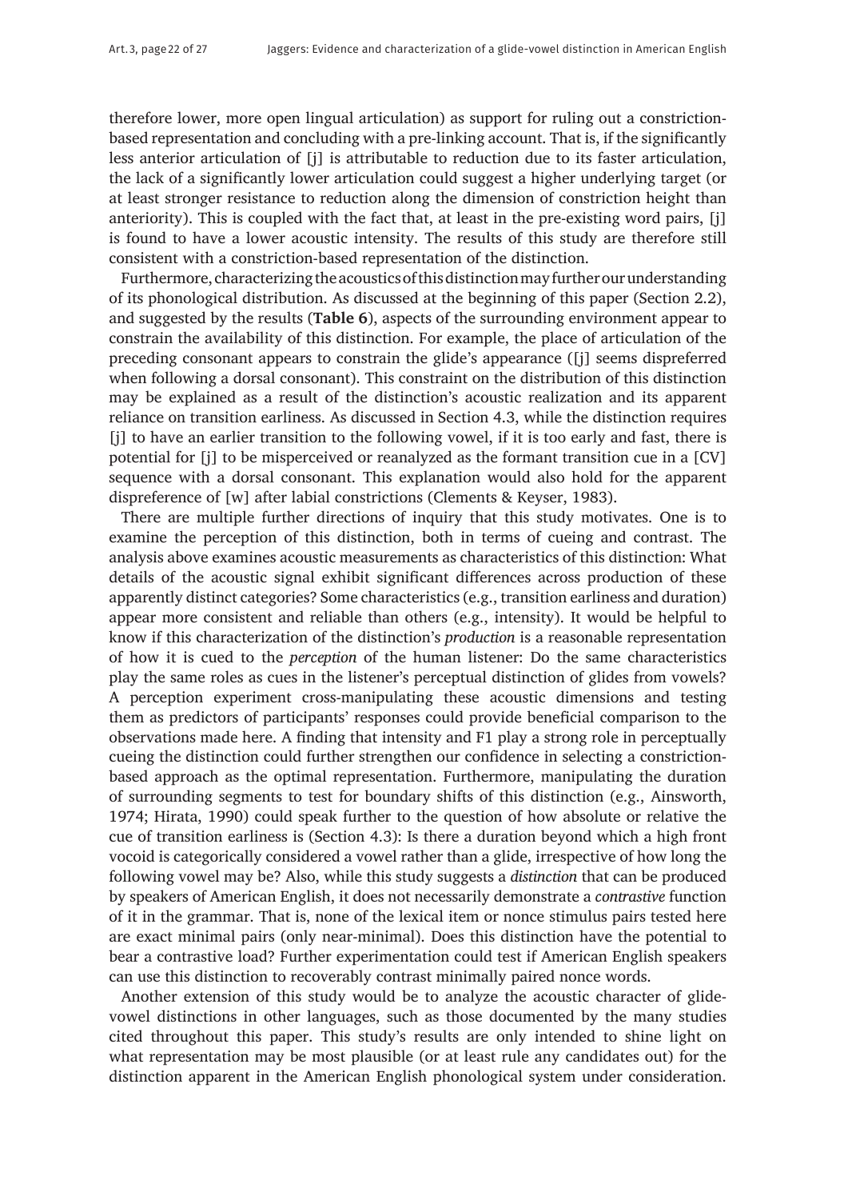therefore lower, more open lingual articulation) as support for ruling out a constriction-based representation and concluding with a pre-linking account. That is, if the significantly less anterior articulation of [j] is attributable to reduction due to its faster articulation, the lack of a significantly lower articulation could suggest a higher underlying target (or at least stronger resistance to reduction along the dimension of constriction height than anteriority). This is coupled with the fact that, at least in the pre-existing word pairs, [j] is found to have a lower acoustic intensity. The results of this study are therefore still consistent with a constriction-based representation of the distinction.

Furthermore, characterizing the acoustics of this distinction may further our understanding of its phonological distribution. As discussed at the beginning of this paper (Section 2.2), and suggested by the results (**Table 6**), aspects of the surrounding environment appear to constrain the availability of this distinction. For example, the place of articulation of the preceding consonant appears to constrain the glide's appearance ([j] seems dispreferred when following a dorsal consonant). This constraint on the distribution of this distinction may be explained as a result of the distinction's acoustic realization and its apparent reliance on transition earliness. As discussed in Section 4.3, while the distinction requires [j] to have an earlier transition to the following vowel, if it is too early and fast, there is potential for [j] to be misperceived or reanalyzed as the formant transition cue in a [CV] sequence with a dorsal consonant. This explanation would also hold for the apparent dispreference of [w] after labial constrictions (Clements & Keyser, 1983).

There are multiple further directions of inquiry that this study motivates. One is to examine the perception of this distinction, both in terms of cueing and contrast. The analysis above examines acoustic measurements as characteristics of this distinction: What details of the acoustic signal exhibit significant differences across production of these apparently distinct categories? Some characteristics (e.g., transition earliness and duration) appear more consistent and reliable than others (e.g., intensity). It would be helpful to know if this characterization of the distinction's *production* is a reasonable representation of how it is cued to the *perception* of the human listener: Do the same characteristics play the same roles as cues in the listener's perceptual distinction of glides from vowels? A perception experiment cross-manipulating these acoustic dimensions and testing them as predictors of participants' responses could provide beneficial comparison to the observations made here. A finding that intensity and F1 play a strong role in perceptually cueing the distinction could further strengthen our confidence in selecting a constriction-based approach as the optimal representation. Furthermore, manipulating the duration of surrounding segments to test for boundary shifts of this distinction (e.g., Ainsworth, 1974; Hirata, 1990) could speak further to the question of how absolute or relative the cue of transition earliness is (Section 4.3): Is there a duration beyond which a high front vocoid is categorically considered a vowel rather than a glide, irrespective of how long the following vowel may be? Also, while this study suggests a *distinction* that can be produced by speakers of American English, it does not necessarily demonstrate a *contrastive* function of it in the grammar. That is, none of the lexical item or nonce stimulus pairs tested here are exact minimal pairs (only near-minimal). Does this distinction have the potential to bear a contrastive load? Further experimentation could test if American English speakers can use this distinction to recoverably contrast minimally paired nonce words.

Another extension of this study would be to analyze the acoustic character of glide-vowel distinctions in other languages, such as those documented by the many studies cited throughout this paper. This study's results are only intended to shine light on what representation may be most plausible (or at least rule any candidates out) for the distinction apparent in the American English phonological system under consideration.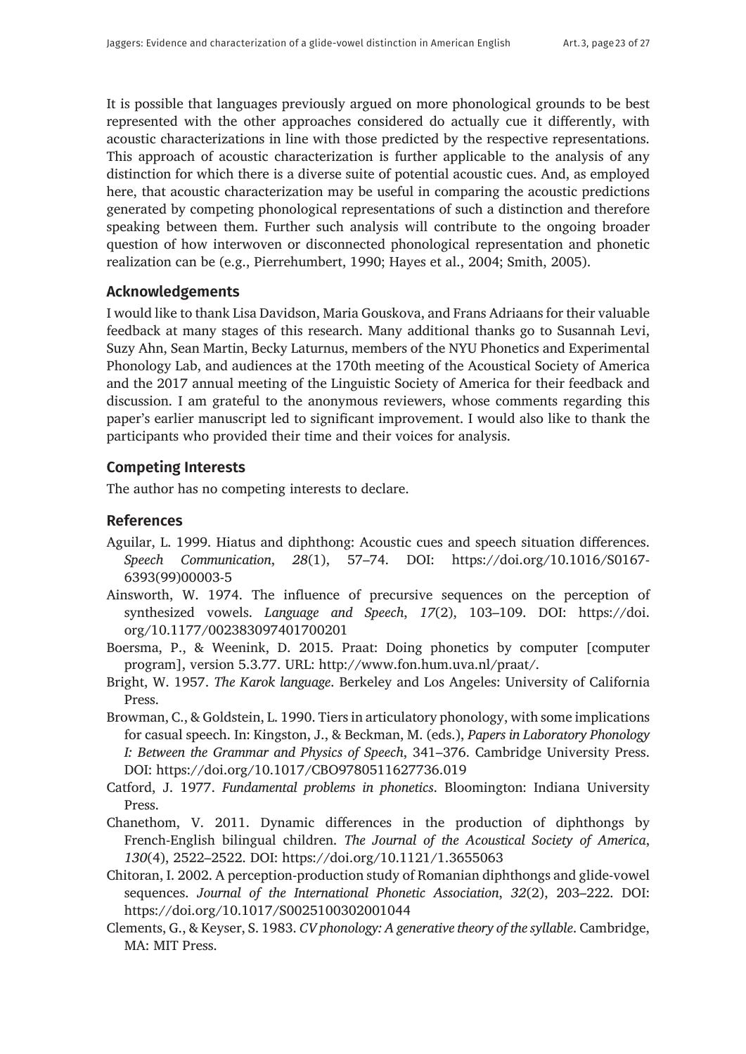It is possible that languages previously argued on more phonological grounds to be best represented with the other approaches considered do actually cue it differently, with acoustic characterizations in line with those predicted by the respective representations. This approach of acoustic characterization is further applicable to the analysis of any distinction for which there is a diverse suite of potential acoustic cues. And, as employed here, that acoustic characterization may be useful in comparing the acoustic predictions generated by competing phonological representations of such a distinction and therefore speaking between them. Further such analysis will contribute to the ongoing broader question of how interwoven or disconnected phonological representation and phonetic realization can be (e.g., Pierrehumbert, 1990; Hayes et al., 2004; Smith, 2005).

## Acknowledgements

I would like to thank Lisa Davidson, Maria Gouskova, and Frans Adriaans for their valuable feedback at many stages of this research. Many additional thanks go to Susannah Levi, Suzy Ahn, Sean Martin, Becky Laturnus, members of the NYU Phonetics and Experimental Phonology Lab, and audiences at the 170th meeting of the Acoustical Society of America and the 2017 annual meeting of the Linguistic Society of America for their feedback and discussion. I am grateful to the anonymous reviewers, whose comments regarding this paper's earlier manuscript led to significant improvement. I would also like to thank the participants who provided their time and their voices for analysis.

## Competing Interests

The author has no competing interests to declare.

## References

Aguilar, L. 1999. Hiatus and diphthong: Acoustic cues and speech situation differences. *Speech Communication*, *28*(1), 57–74. DOI: https://doi.org/10.1016/S0167-6393(99)00003-5

Ainsworth, W. 1974. The influence of precursive sequences on the perception of synthesized vowels. *Language and Speech*, *17*(2), 103–109. DOI: https://doi.org/10.1177/002383097401700201

Boersma, P., & Weenink, D. 2015. Praat: Doing phonetics by computer [computer program], version 5.3.77. URL: http://www.fon.hum.uva.nl/praat/.

Bright, W. 1957. *The Karok language*. Berkeley and Los Angeles: University of California Press.

Browman, C., & Goldstein, L. 1990. Tiers in articulatory phonology, with some implications for casual speech. In: Kingston, J., & Beckman, M. (eds.), *Papers in Laboratory Phonology I: Between the Grammar and Physics of Speech*, 341–376. Cambridge University Press. DOI: https://doi.org/10.1017/CBO9780511627736.019

Catford, J. 1977. *Fundamental problems in phonetics*. Bloomington: Indiana University Press.

Chanethom, V. 2011. Dynamic differences in the production of diphthongs by French-English bilingual children. *The Journal of the Acoustical Society of America*, *130*(4), 2522–2522. DOI: https://doi.org/10.1121/1.3655063

Chitoran, I. 2002. A perception-production study of Romanian diphthongs and glide-vowel sequences. *Journal of the International Phonetic Association*, *32*(2), 203–222. DOI: https://doi.org/10.1017/S0025100302001044

Clements, G., & Keyser, S. 1983. *CV phonology: A generative theory of the syllable*. Cambridge, MA: MIT Press.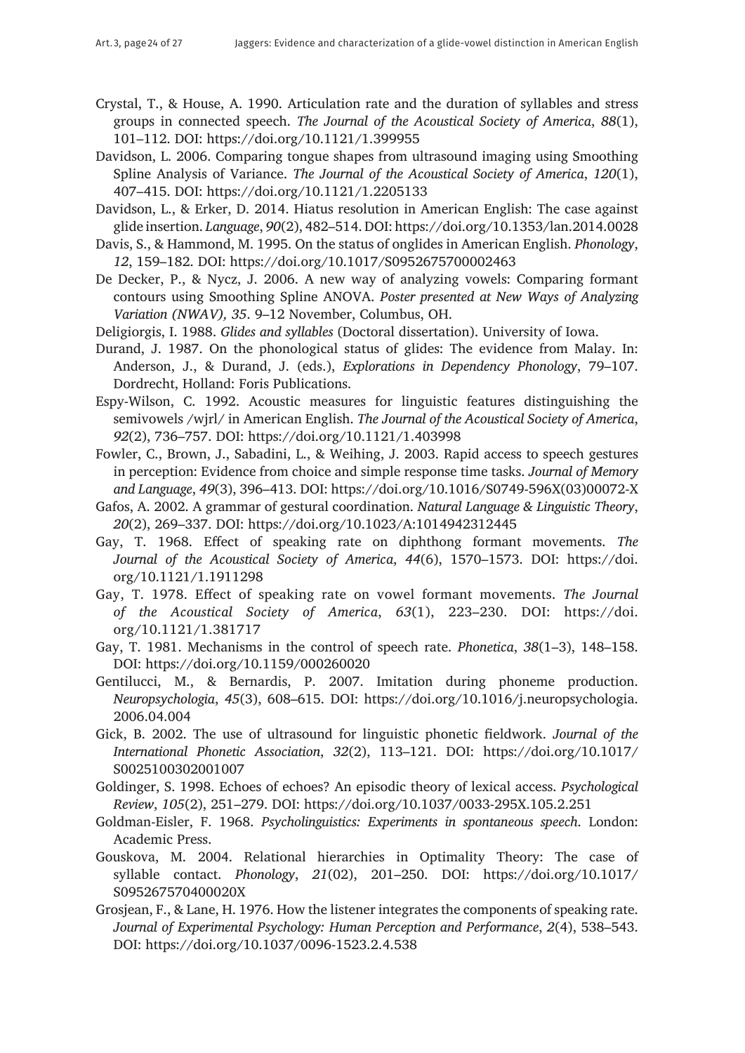Crystal, T., & House, A. 1990. Articulation rate and the duration of syllables and stress groups in connected speech. *The Journal of the Acoustical Society of America*, *88*(1), 101–112. DOI: https://doi.org/10.1121/1.399955

Davidson, L. 2006. Comparing tongue shapes from ultrasound imaging using Smoothing Spline Analysis of Variance. *The Journal of the Acoustical Society of America*, *120*(1), 407–415. DOI: https://doi.org/10.1121/1.2205133

Davidson, L., & Erker, D. 2014. Hiatus resolution in American English: The case against glide insertion. *Language*, *90*(2), 482–514. DOI: https://doi.org/10.1353/lan.2014.0028

Davis, S., & Hammond, M. 1995. On the status of onglides in American English. *Phonology*, *12*, 159–182. DOI: https://doi.org/10.1017/S0952675700002463

De Decker, P., & Nycz, J. 2006. A new way of analyzing vowels: Comparing formant contours using Smoothing Spline ANOVA. *Poster presented at New Ways of Analyzing Variation (NWAV), 35*. 9–12 November, Columbus, OH.

Deligiorgis, I. 1988. *Glides and syllables* (Doctoral dissertation). University of Iowa.

Durand, J. 1987. On the phonological status of glides: The evidence from Malay. In: Anderson, J., & Durand, J. (eds.), *Explorations in Dependency Phonology*, 79–107. Dordrecht, Holland: Foris Publications.

Espy-Wilson, C. 1992. Acoustic measures for linguistic features distinguishing the semivowels /wjrl/ in American English. *The Journal of the Acoustical Society of America*, *92*(2), 736–757. DOI: https://doi.org/10.1121/1.403998

Fowler, C., Brown, J., Sabadini, L., & Weihing, J. 2003. Rapid access to speech gestures in perception: Evidence from choice and simple response time tasks. *Journal of Memory and Language*, *49*(3), 396–413. DOI: https://doi.org/10.1016/S0749-596X(03)00072-X

Gafos, A. 2002. A grammar of gestural coordination. *Natural Language & Linguistic Theory*, *20*(2), 269–337. DOI: https://doi.org/10.1023/A:1014942312445

Gay, T. 1968. Effect of speaking rate on diphthong formant movements. *The Journal of the Acoustical Society of America*, *44*(6), 1570–1573. DOI: https://doi.org/10.1121/1.1911298

Gay, T. 1978. Effect of speaking rate on vowel formant movements. *The Journal of the Acoustical Society of America*, *63*(1), 223–230. DOI: https://doi.org/10.1121/1.381717

Gay, T. 1981. Mechanisms in the control of speech rate. *Phonetica*, *38*(1–3), 148–158. DOI: https://doi.org/10.1159/000260020

Gentilucci, M., & Bernardis, P. 2007. Imitation during phoneme production. *Neuropsychologia*, *45*(3), 608–615. DOI: https://doi.org/10.1016/j.neuropsychologia.2006.04.004

Gick, B. 2002. The use of ultrasound for linguistic phonetic fieldwork. *Journal of the International Phonetic Association*, *32*(2), 113–121. DOI: https://doi.org/10.1017/S0025100302001007

Goldinger, S. 1998. Echoes of echoes? An episodic theory of lexical access. *Psychological Review*, *105*(2), 251–279. DOI: https://doi.org/10.1037/0033-295X.105.2.251

Goldman-Eisler, F. 1968. *Psycholinguistics: Experiments in spontaneous speech*. London: Academic Press.

Gouskova, M. 2004. Relational hierarchies in Optimality Theory: The case of syllable contact. *Phonology*, *21*(02), 201–250. DOI: https://doi.org/10.1017/S095267570400020X

Grosjean, F., & Lane, H. 1976. How the listener integrates the components of speaking rate. *Journal of Experimental Psychology: Human Perception and Performance*, *2*(4), 538–543. DOI: https://doi.org/10.1037/0096-1523.2.4.538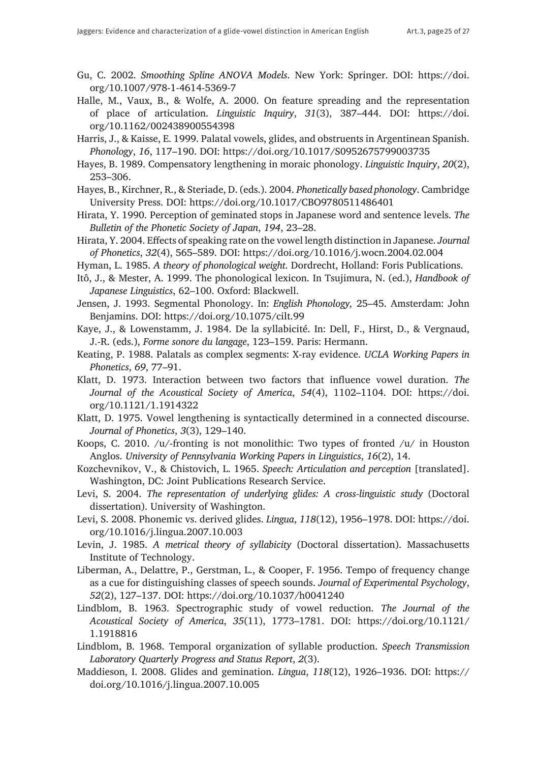Gu, C. 2002. *Smoothing Spline ANOVA Models*. New York: Springer. DOI: https://doi.org/10.1007/978-1-4614-5369-7

Halle, M., Vaux, B., & Wolfe, A. 2000. On feature spreading and the representation of place of articulation. *Linguistic Inquiry*, *31*(3), 387–444. DOI: https://doi.org/10.1162/002438900554398

Harris, J., & Kaisse, E. 1999. Palatal vowels, glides, and obstruents in Argentinean Spanish. *Phonology*, *16*, 117–190. DOI: https://doi.org/10.1017/S0952675799003735

Hayes, B. 1989. Compensatory lengthening in moraic phonology. *Linguistic Inquiry*, *20*(2), 253–306.

Hayes, B., Kirchner, R., & Steriade, D. (eds.). 2004. *Phonetically based phonology*. Cambridge University Press. DOI: https://doi.org/10.1017/CBO9780511486401

Hirata, Y. 1990. Perception of geminated stops in Japanese word and sentence levels. *The Bulletin of the Phonetic Society of Japan*, *194*, 23–28.

Hirata, Y. 2004. Effects of speaking rate on the vowel length distinction in Japanese. *Journal of Phonetics*, *32*(4), 565–589. DOI: https://doi.org/10.1016/j.wocn.2004.02.004

Hyman, L. 1985. *A theory of phonological weight*. Dordrecht, Holland: Foris Publications.

Itô, J., & Mester, A. 1999. The phonological lexicon. In Tsujimura, N. (ed.), *Handbook of Japanese Linguistics*, 62–100. Oxford: Blackwell.

Jensen, J. 1993. Segmental Phonology. In: *English Phonology,* 25–45. Amsterdam: John Benjamins. DOI: https://doi.org/10.1075/cilt.99

Kaye, J., & Lowenstamm, J. 1984. De la syllabicité. In: Dell, F., Hirst, D., & Vergnaud, J.-R. (eds.), *Forme sonore du langage*, 123–159. Paris: Hermann.

Keating, P. 1988. Palatals as complex segments: X-ray evidence. *UCLA Working Papers in Phonetics*, *69*, 77–91.

Klatt, D. 1973. Interaction between two factors that influence vowel duration. *The Journal of the Acoustical Society of America*, *54*(4), 1102–1104. DOI: https://doi.org/10.1121/1.1914322

Klatt, D. 1975. Vowel lengthening is syntactically determined in a connected discourse. *Journal of Phonetics*, *3*(3), 129–140.

Koops, C. 2010. /u/-fronting is not monolithic: Two types of fronted /u/ in Houston Anglos. *University of Pennsylvania Working Papers in Linguistics*, *16*(2), 14.

Kozchevnikov, V., & Chistovich, L. 1965. *Speech: Articulation and perception* [translated]. Washington, DC: Joint Publications Research Service.

Levi, S. 2004. *The representation of underlying glides: A cross-linguistic study* (Doctoral dissertation). University of Washington.

Levi, S. 2008. Phonemic vs. derived glides. *Lingua*, *118*(12), 1956–1978. DOI: https://doi.org/10.1016/j.lingua.2007.10.003

Levin, J. 1985. *A metrical theory of syllabicity* (Doctoral dissertation). Massachusetts Institute of Technology.

Liberman, A., Delattre, P., Gerstman, L., & Cooper, F. 1956. Tempo of frequency change as a cue for distinguishing classes of speech sounds. *Journal of Experimental Psychology*, *52*(2), 127–137. DOI: https://doi.org/10.1037/h0041240

Lindblom, B. 1963. Spectrographic study of vowel reduction. *The Journal of the Acoustical Society of America*, *35*(11), 1773–1781. DOI: https://doi.org/10.1121/1.1918816

Lindblom, B. 1968. Temporal organization of syllable production. *Speech Transmission Laboratory Quarterly Progress and Status Report*, *2*(3).

Maddieson, I. 2008. Glides and gemination. *Lingua*, *118*(12), 1926–1936. DOI: https://doi.org/10.1016/j.lingua.2007.10.005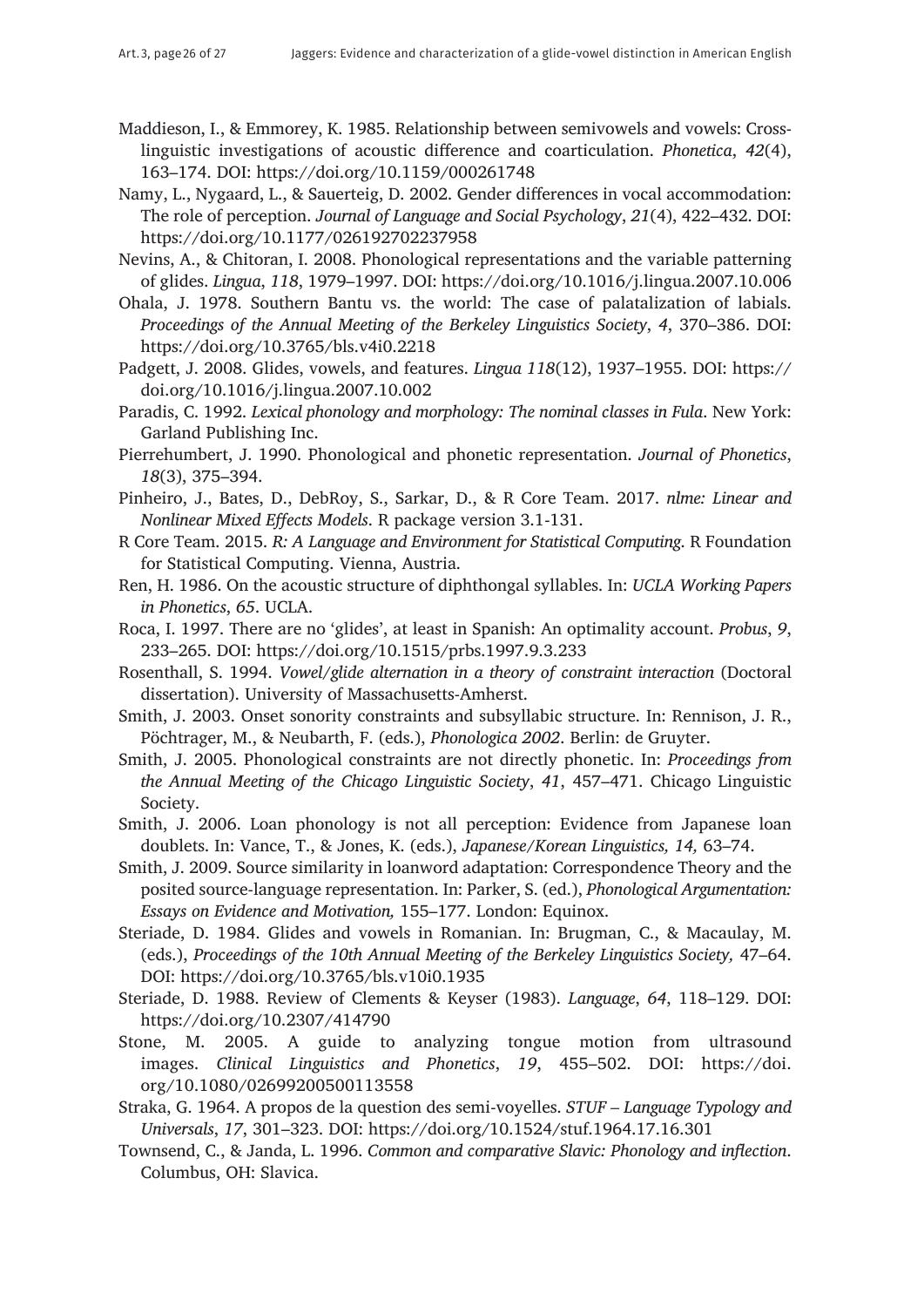Maddieson, I., & Emmorey, K. 1985. Relationship between semivowels and vowels: Cross-linguistic investigations of acoustic difference and coarticulation. *Phonetica*, *42*(4), 163–174. DOI: https://doi.org/10.1159/000261748

Namy, L., Nygaard, L., & Sauerteig, D. 2002. Gender differences in vocal accommodation: The role of perception. *Journal of Language and Social Psychology*, *21*(4), 422–432. DOI: https://doi.org/10.1177/026192702237958

Nevins, A., & Chitoran, I. 2008. Phonological representations and the variable patterning of glides. *Lingua*, *118*, 1979–1997. DOI: https://doi.org/10.1016/j.lingua.2007.10.006

Ohala, J. 1978. Southern Bantu vs. the world: The case of palatalization of labials. *Proceedings of the Annual Meeting of the Berkeley Linguistics Society*, *4*, 370–386. DOI: https://doi.org/10.3765/bls.v4i0.2218

Padgett, J. 2008. Glides, vowels, and features. *Lingua 118*(12), 1937–1955. DOI: https://doi.org/10.1016/j.lingua.2007.10.002

Paradis, C. 1992. *Lexical phonology and morphology: The nominal classes in Fula*. New York: Garland Publishing Inc.

Pierrehumbert, J. 1990. Phonological and phonetic representation. *Journal of Phonetics*, *18*(3), 375–394.

Pinheiro, J., Bates, D., DebRoy, S., Sarkar, D., & R Core Team. 2017. *nlme: Linear and Nonlinear Mixed Effects Models*. R package version 3.1-131.

R Core Team. 2015. *R: A Language and Environment for Statistical Computing*. R Foundation for Statistical Computing. Vienna, Austria.

Ren, H. 1986. On the acoustic structure of diphthongal syllables. In: *UCLA Working Papers in Phonetics*, *65*. UCLA.

Roca, I. 1997. There are no 'glides', at least in Spanish: An optimality account. *Probus*, *9*, 233–265. DOI: https://doi.org/10.1515/prbs.1997.9.3.233

Rosenthall, S. 1994. *Vowel/glide alternation in a theory of constraint interaction* (Doctoral dissertation). University of Massachusetts-Amherst.

Smith, J. 2003. Onset sonority constraints and subsyllabic structure. In: Rennison, J. R., Pöchtrager, M., & Neubarth, F. (eds.), *Phonologica 2002*. Berlin: de Gruyter.

Smith, J. 2005. Phonological constraints are not directly phonetic. In: *Proceedings from the Annual Meeting of the Chicago Linguistic Society*, *41*, 457–471. Chicago Linguistic Society.

Smith, J. 2006. Loan phonology is not all perception: Evidence from Japanese loan doublets. In: Vance, T., & Jones, K. (eds.), *Japanese/Korean Linguistics, 14,* 63–74.

Smith, J. 2009. Source similarity in loanword adaptation: Correspondence Theory and the posited source-language representation. In: Parker, S. (ed.), *Phonological Argumentation: Essays on Evidence and Motivation,* 155–177. London: Equinox.

Steriade, D. 1984. Glides and vowels in Romanian. In: Brugman, C., & Macaulay, M. (eds.), *Proceedings of the 10th Annual Meeting of the Berkeley Linguistics Society,* 47–64. DOI: https://doi.org/10.3765/bls.v10i0.1935

Steriade, D. 1988. Review of Clements & Keyser (1983). *Language*, *64*, 118–129. DOI: https://doi.org/10.2307/414790

Stone, M. 2005. A guide to analyzing tongue motion from ultrasound images. *Clinical Linguistics and Phonetics*, *19*, 455–502. DOI: https://doi.org/10.1080/02699200500113558

Straka, G. 1964. A propos de la question des semi-voyelles. *STUF – Language Typology and Universals*, *17*, 301–323. DOI: https://doi.org/10.1524/stuf.1964.17.16.301

Townsend, C., & Janda, L. 1996. *Common and comparative Slavic: Phonology and inflection*. Columbus, OH: Slavica.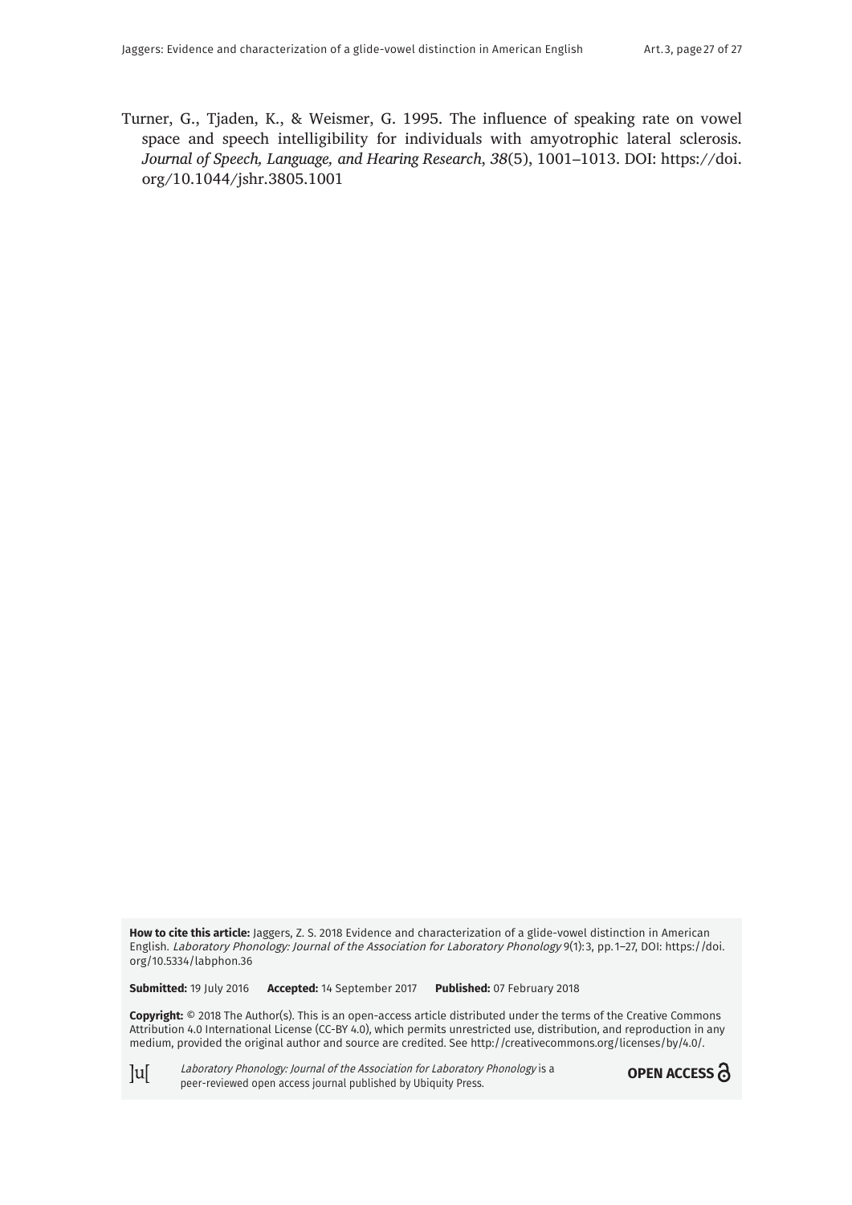Turner, G., Tjaden, K., & Weismer, G. 1995. The influence of speaking rate on vowel space and speech intelligibility for individuals with amyotrophic lateral sclerosis. *Journal of Speech, Language, and Hearing Research*, *38*(5), 1001–1013. DOI: https://doi.org/10.1044/jshr.3805.1001

**How to cite this article:** Jaggers, Z. S. 2018 Evidence and characterization of a glide-vowel distinction in American English. *Laboratory Phonology: Journal of the Association for Laboratory Phonology* 9(1): 3, pp. 1–27, DOI: https://doi.org/10.5334/labphon.36

**Submitted:** 19 July 2016 **Accepted:** 14 September 2017 **Published:** 07 February 2018

**Copyright:** © 2018 The Author(s). This is an open-access article distributed under the terms of the Creative Commons Attribution 4.0 International License (CC-BY 4.0), which permits unrestricted use, distribution, and reproduction in any medium, provided the original author and source are credited. See http://creativecommons.org/licenses/by/4.0/.

]u[ *Laboratory Phonology: Journal of the Association for Laboratory Phonology* is a peer-reviewed open access journal published by Ubiquity Press.

**OPEN ACCESS**